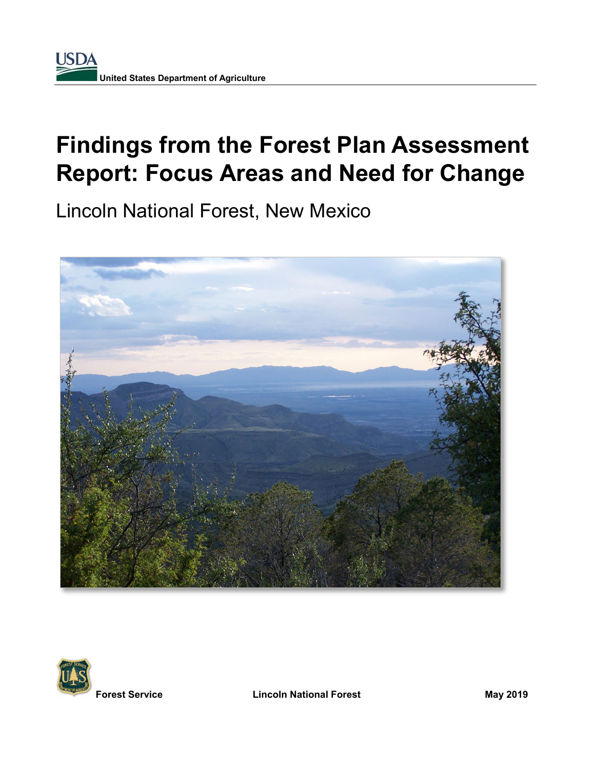USDA

United States Department of Agriculture

# Findings from the Forest Plan Assessment Report: Focus Areas and Need for Change

Lincoln National Forest, New Mexico

**Forest Service** **Lincoln National Forest** **May 2019**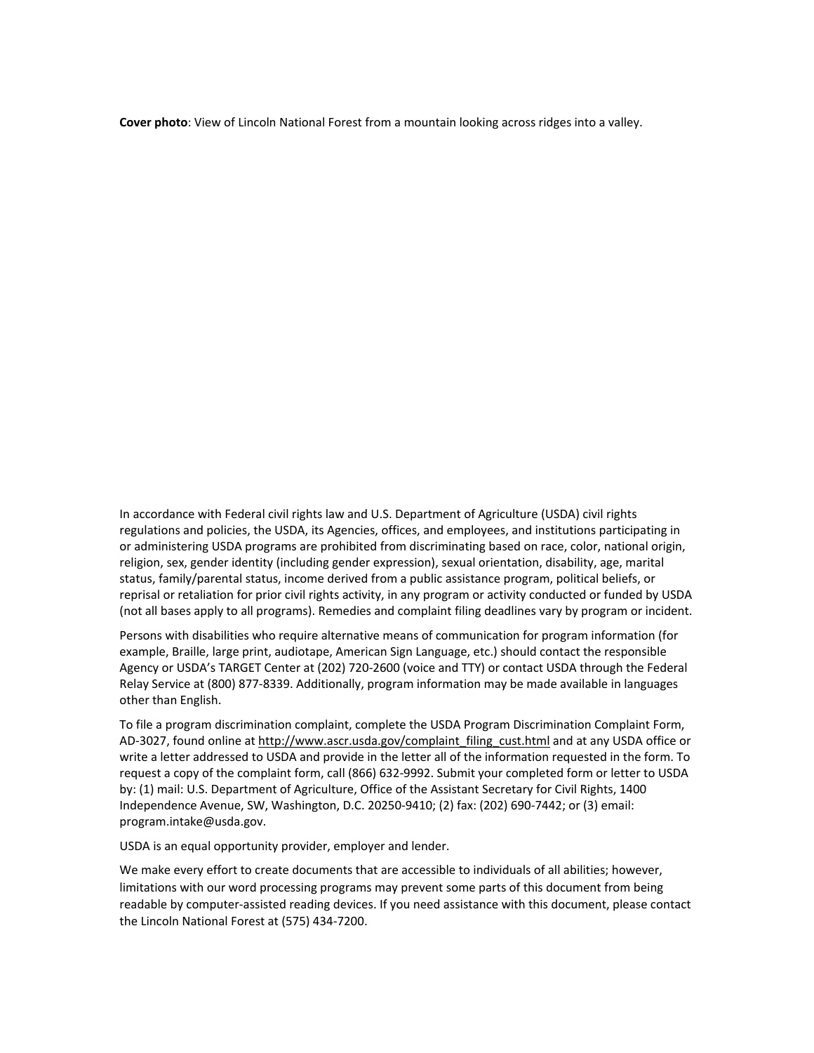**Cover photo**: View of Lincoln National Forest from a mountain looking across ridges into a valley.

In accordance with Federal civil rights law and U.S. Department of Agriculture (USDA) civil rights regulations and policies, the USDA, its Agencies, offices, and employees, and institutions participating in or administering USDA programs are prohibited from discriminating based on race, color, national origin, religion, sex, gender identity (including gender expression), sexual orientation, disability, age, marital status, family/parental status, income derived from a public assistance program, political beliefs, or reprisal or retaliation for prior civil rights activity, in any program or activity conducted or funded by USDA (not all bases apply to all programs). Remedies and complaint filing deadlines vary by program or incident.

Persons with disabilities who require alternative means of communication for program information (for example, Braille, large print, audiotape, American Sign Language, etc.) should contact the responsible Agency or USDA's TARGET Center at (202) 720-2600 (voice and TTY) or contact USDA through the Federal Relay Service at (800) 877-8339. Additionally, program information may be made available in languages other than English.

To file a program discrimination complaint, complete the USDA Program Discrimination Complaint Form, AD-3027, found online at http://www.ascr.usda.gov/complaint_filing_cust.html and at any USDA office or write a letter addressed to USDA and provide in the letter all of the information requested in the form. To request a copy of the complaint form, call (866) 632-9992. Submit your completed form or letter to USDA by: (1) mail: U.S. Department of Agriculture, Office of the Assistant Secretary for Civil Rights, 1400 Independence Avenue, SW, Washington, D.C. 20250-9410; (2) fax: (202) 690-7442; or (3) email: program.intake@usda.gov.

USDA is an equal opportunity provider, employer and lender.

We make every effort to create documents that are accessible to individuals of all abilities; however, limitations with our word processing programs may prevent some parts of this document from being readable by computer-assisted reading devices. If you need assistance with this document, please contact the Lincoln National Forest at (575) 434-7200.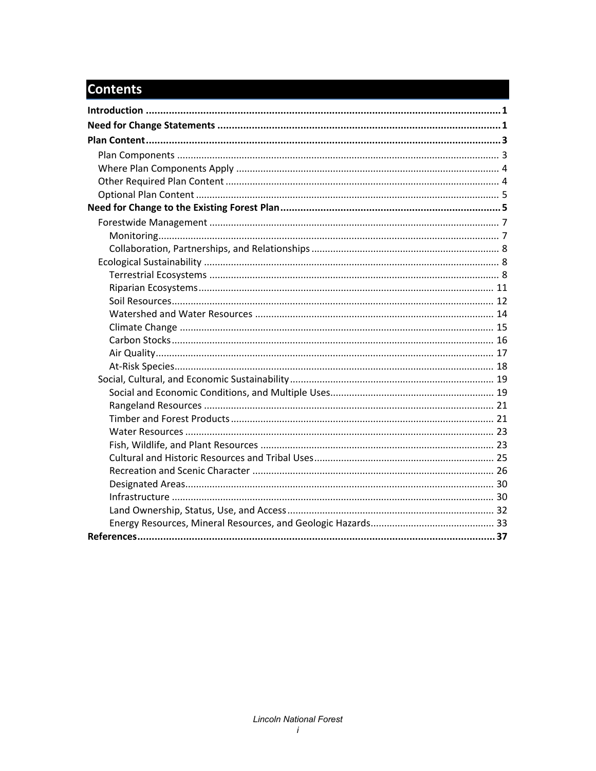# Contents

**Introduction** ..... **1**

**Need for Change Statements** ..... **1**

**Plan Content** ..... **3**

- Plan Components ..... 3
- Where Plan Components Apply ..... 4
- Other Required Plan Content ..... 4
- Optional Plan Content ..... 5

**Need for Change to the Existing Forest Plan** ..... **5**

- Forestwide Management ..... 7
  - Monitoring ..... 7
  - Collaboration, Partnerships, and Relationships ..... 8
- Ecological Sustainability ..... 8
  - Terrestrial Ecosystems ..... 8
  - Riparian Ecosystems ..... 11
  - Soil Resources ..... 12
  - Watershed and Water Resources ..... 14
  - Climate Change ..... 15
  - Carbon Stocks ..... 16
  - Air Quality ..... 17
  - At-Risk Species ..... 18
- Social, Cultural, and Economic Sustainability ..... 19
  - Social and Economic Conditions, and Multiple Uses ..... 19
  - Rangeland Resources ..... 21
  - Timber and Forest Products ..... 21
  - Water Resources ..... 23
  - Fish, Wildlife, and Plant Resources ..... 23
  - Cultural and Historic Resources and Tribal Uses ..... 25
  - Recreation and Scenic Character ..... 26
  - Designated Areas ..... 30
  - Infrastructure ..... 30
  - Land Ownership, Status, Use, and Access ..... 32
  - Energy Resources, Mineral Resources, and Geologic Hazards ..... 33

**References** ..... **37**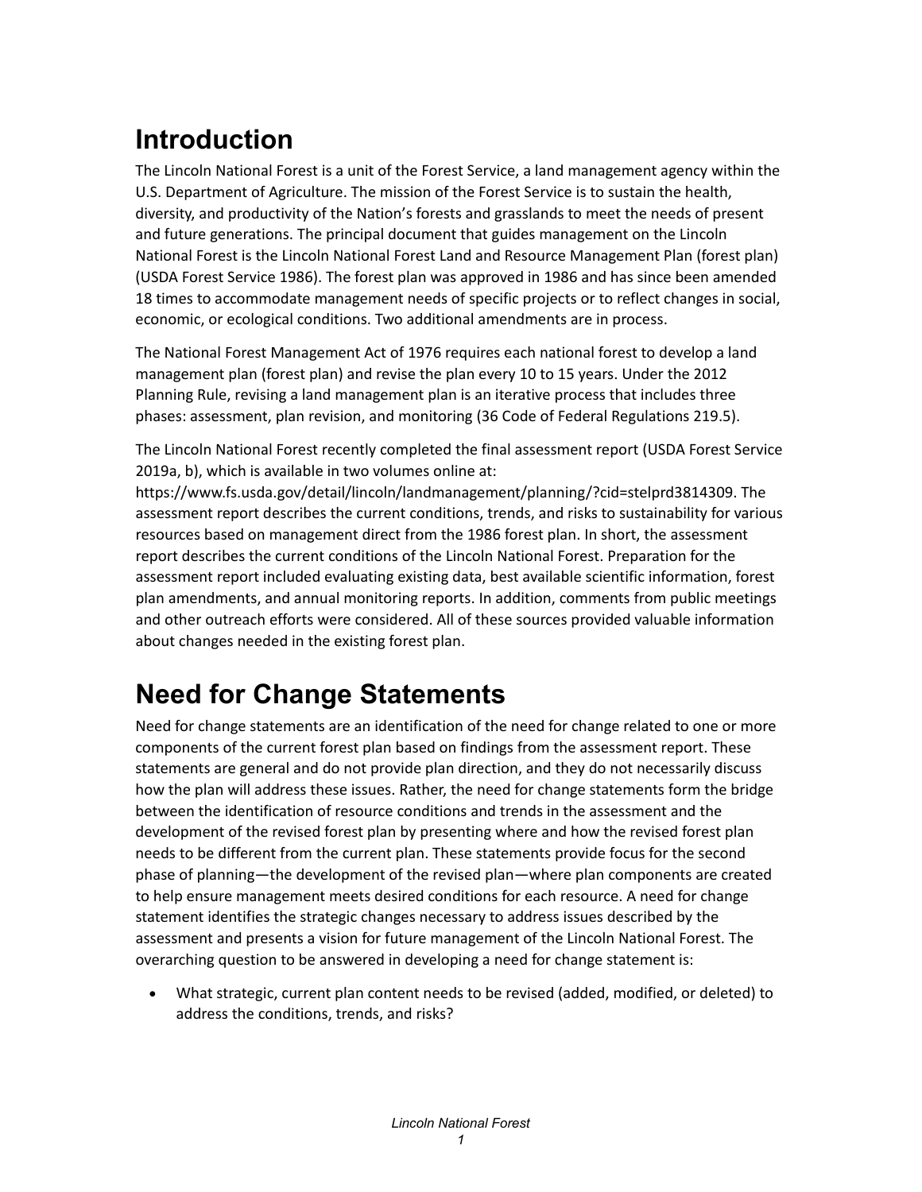# Introduction

The Lincoln National Forest is a unit of the Forest Service, a land management agency within the U.S. Department of Agriculture. The mission of the Forest Service is to sustain the health, diversity, and productivity of the Nation's forests and grasslands to meet the needs of present and future generations. The principal document that guides management on the Lincoln National Forest is the Lincoln National Forest Land and Resource Management Plan (forest plan) (USDA Forest Service 1986). The forest plan was approved in 1986 and has since been amended 18 times to accommodate management needs of specific projects or to reflect changes in social, economic, or ecological conditions. Two additional amendments are in process.

The National Forest Management Act of 1976 requires each national forest to develop a land management plan (forest plan) and revise the plan every 10 to 15 years. Under the 2012 Planning Rule, revising a land management plan is an iterative process that includes three phases: assessment, plan revision, and monitoring (36 Code of Federal Regulations 219.5).

The Lincoln National Forest recently completed the final assessment report (USDA Forest Service 2019a, b), which is available in two volumes online at: https://www.fs.usda.gov/detail/lincoln/landmanagement/planning/?cid=stelprd3814309. The assessment report describes the current conditions, trends, and risks to sustainability for various resources based on management direct from the 1986 forest plan. In short, the assessment report describes the current conditions of the Lincoln National Forest. Preparation for the assessment report included evaluating existing data, best available scientific information, forest plan amendments, and annual monitoring reports. In addition, comments from public meetings and other outreach efforts were considered. All of these sources provided valuable information about changes needed in the existing forest plan.

# Need for Change Statements

Need for change statements are an identification of the need for change related to one or more components of the current forest plan based on findings from the assessment report. These statements are general and do not provide plan direction, and they do not necessarily discuss how the plan will address these issues. Rather, the need for change statements form the bridge between the identification of resource conditions and trends in the assessment and the development of the revised forest plan by presenting where and how the revised forest plan needs to be different from the current plan. These statements provide focus for the second phase of planning—the development of the revised plan—where plan components are created to help ensure management meets desired conditions for each resource. A need for change statement identifies the strategic changes necessary to address issues described by the assessment and presents a vision for future management of the Lincoln National Forest. The overarching question to be answered in developing a need for change statement is:

- What strategic, current plan content needs to be revised (added, modified, or deleted) to address the conditions, trends, and risks?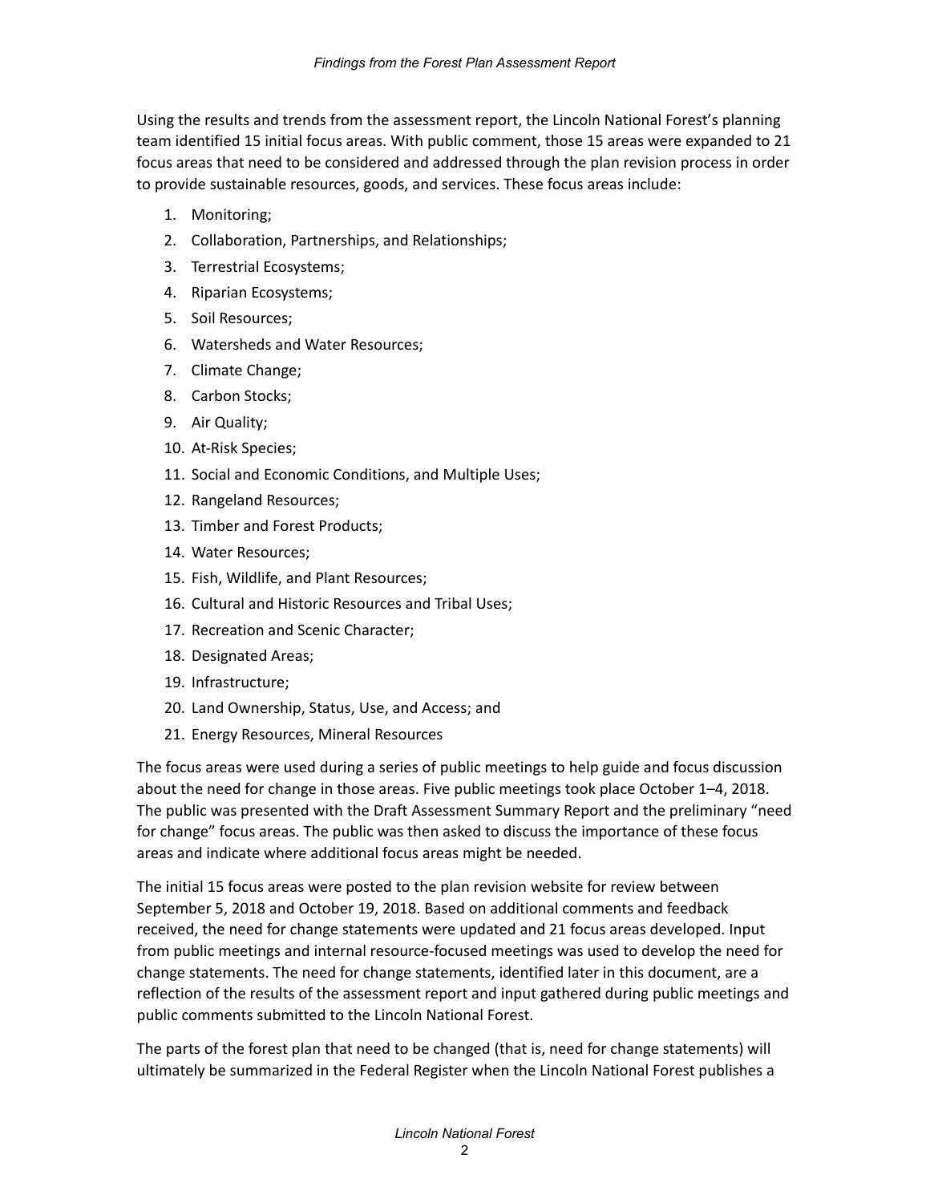Using the results and trends from the assessment report, the Lincoln National Forest's planning team identified 15 initial focus areas. With public comment, those 15 areas were expanded to 21 focus areas that need to be considered and addressed through the plan revision process in order to provide sustainable resources, goods, and services. These focus areas include:

1. Monitoring;
2. Collaboration, Partnerships, and Relationships;
3. Terrestrial Ecosystems;
4. Riparian Ecosystems;
5. Soil Resources;
6. Watersheds and Water Resources;
7. Climate Change;
8. Carbon Stocks;
9. Air Quality;
10. At-Risk Species;
11. Social and Economic Conditions, and Multiple Uses;
12. Rangeland Resources;
13. Timber and Forest Products;
14. Water Resources;
15. Fish, Wildlife, and Plant Resources;
16. Cultural and Historic Resources and Tribal Uses;
17. Recreation and Scenic Character;
18. Designated Areas;
19. Infrastructure;
20. Land Ownership, Status, Use, and Access; and
21. Energy Resources, Mineral Resources

The focus areas were used during a series of public meetings to help guide and focus discussion about the need for change in those areas. Five public meetings took place October 1–4, 2018. The public was presented with the Draft Assessment Summary Report and the preliminary "need for change" focus areas. The public was then asked to discuss the importance of these focus areas and indicate where additional focus areas might be needed.

The initial 15 focus areas were posted to the plan revision website for review between September 5, 2018 and October 19, 2018. Based on additional comments and feedback received, the need for change statements were updated and 21 focus areas developed. Input from public meetings and internal resource-focused meetings was used to develop the need for change statements. The need for change statements, identified later in this document, are a reflection of the results of the assessment report and input gathered during public meetings and public comments submitted to the Lincoln National Forest.

The parts of the forest plan that need to be changed (that is, need for change statements) will ultimately be summarized in the Federal Register when the Lincoln National Forest publishes a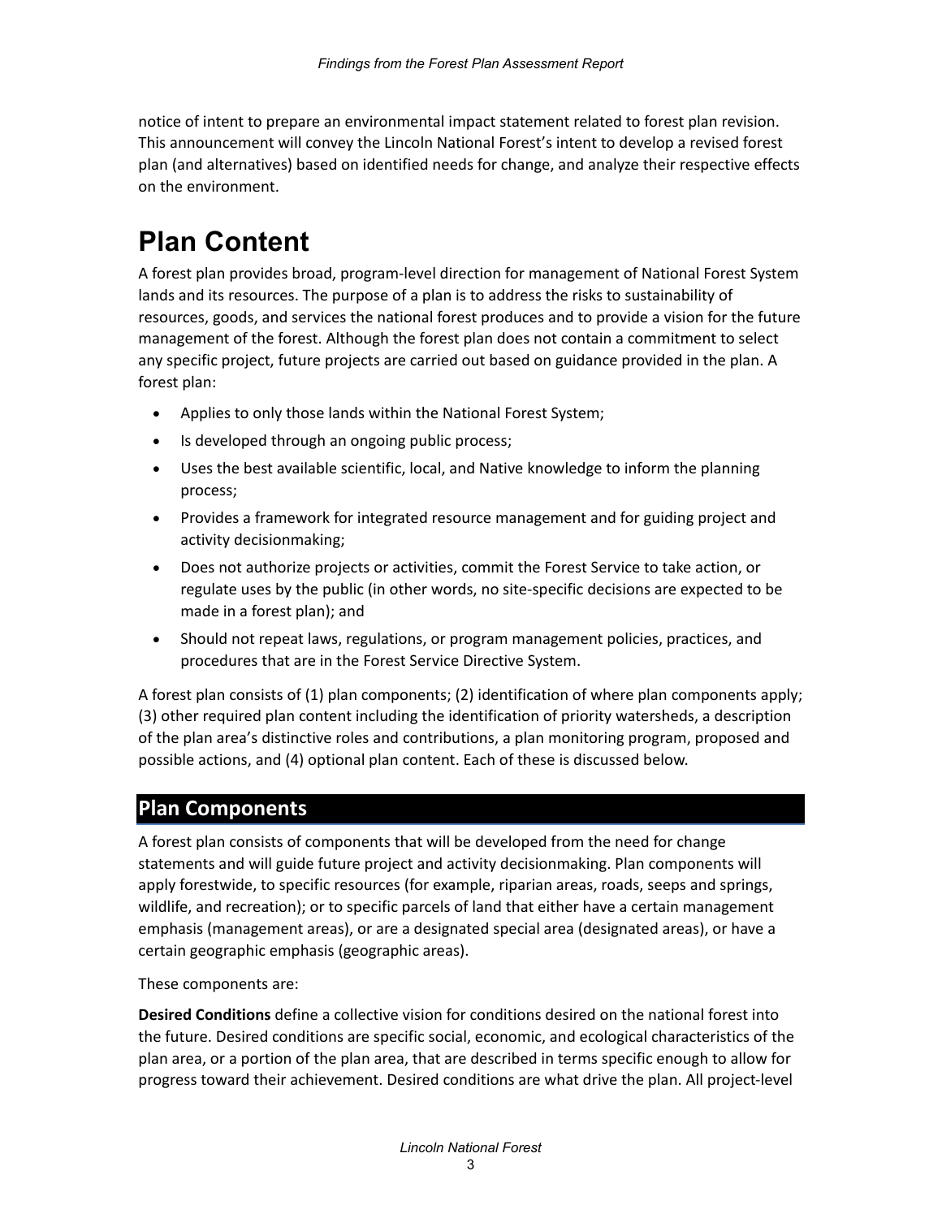notice of intent to prepare an environmental impact statement related to forest plan revision. This announcement will convey the Lincoln National Forest's intent to develop a revised forest plan (and alternatives) based on identified needs for change, and analyze their respective effects on the environment.

# Plan Content

A forest plan provides broad, program-level direction for management of National Forest System lands and its resources. The purpose of a plan is to address the risks to sustainability of resources, goods, and services the national forest produces and to provide a vision for the future management of the forest. Although the forest plan does not contain a commitment to select any specific project, future projects are carried out based on guidance provided in the plan. A forest plan:

- Applies to only those lands within the National Forest System;
- Is developed through an ongoing public process;
- Uses the best available scientific, local, and Native knowledge to inform the planning process;
- Provides a framework for integrated resource management and for guiding project and activity decisionmaking;
- Does not authorize projects or activities, commit the Forest Service to take action, or regulate uses by the public (in other words, no site-specific decisions are expected to be made in a forest plan); and
- Should not repeat laws, regulations, or program management policies, practices, and procedures that are in the Forest Service Directive System.

A forest plan consists of (1) plan components; (2) identification of where plan components apply; (3) other required plan content including the identification of priority watersheds, a description of the plan area's distinctive roles and contributions, a plan monitoring program, proposed and possible actions, and (4) optional plan content. Each of these is discussed below.

## Plan Components

A forest plan consists of components that will be developed from the need for change statements and will guide future project and activity decisionmaking. Plan components will apply forestwide, to specific resources (for example, riparian areas, roads, seeps and springs, wildlife, and recreation); or to specific parcels of land that either have a certain management emphasis (management areas), or are a designated special area (designated areas), or have a certain geographic emphasis (geographic areas).

These components are:

**Desired Conditions** define a collective vision for conditions desired on the national forest into the future. Desired conditions are specific social, economic, and ecological characteristics of the plan area, or a portion of the plan area, that are described in terms specific enough to allow for progress toward their achievement. Desired conditions are what drive the plan. All project-level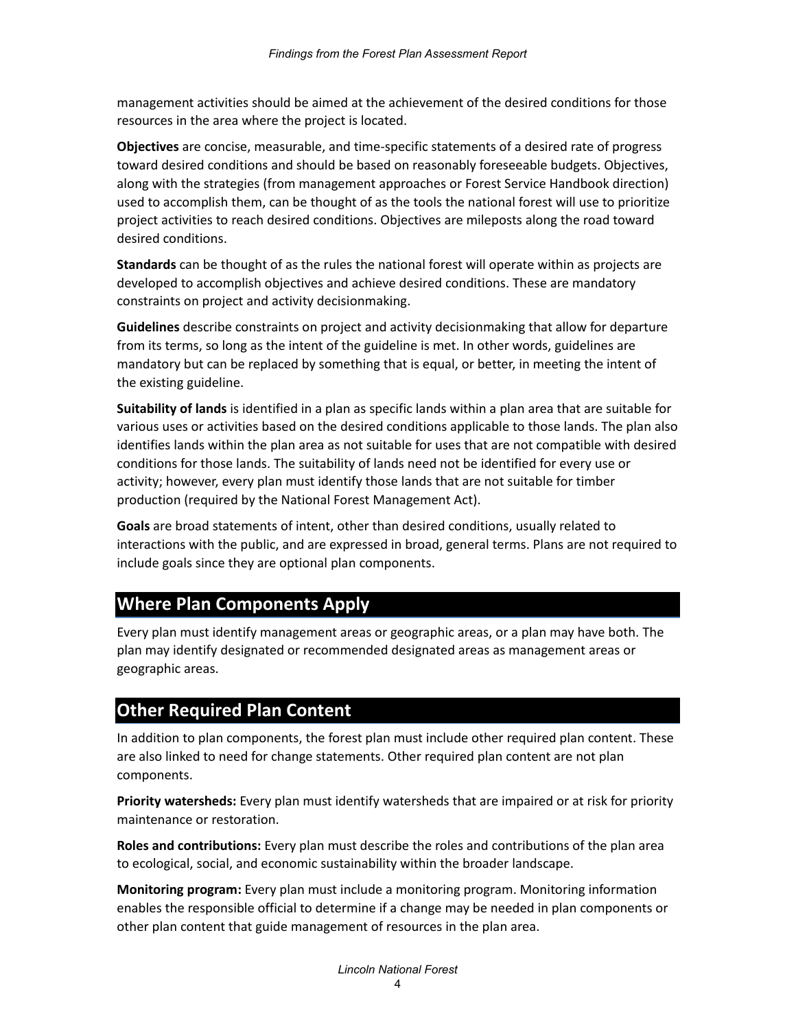management activities should be aimed at the achievement of the desired conditions for those resources in the area where the project is located.

**Objectives** are concise, measurable, and time-specific statements of a desired rate of progress toward desired conditions and should be based on reasonably foreseeable budgets. Objectives, along with the strategies (from management approaches or Forest Service Handbook direction) used to accomplish them, can be thought of as the tools the national forest will use to prioritize project activities to reach desired conditions. Objectives are mileposts along the road toward desired conditions.

**Standards** can be thought of as the rules the national forest will operate within as projects are developed to accomplish objectives and achieve desired conditions. These are mandatory constraints on project and activity decisionmaking.

**Guidelines** describe constraints on project and activity decisionmaking that allow for departure from its terms, so long as the intent of the guideline is met. In other words, guidelines are mandatory but can be replaced by something that is equal, or better, in meeting the intent of the existing guideline.

**Suitability of lands** is identified in a plan as specific lands within a plan area that are suitable for various uses or activities based on the desired conditions applicable to those lands. The plan also identifies lands within the plan area as not suitable for uses that are not compatible with desired conditions for those lands. The suitability of lands need not be identified for every use or activity; however, every plan must identify those lands that are not suitable for timber production (required by the National Forest Management Act).

**Goals** are broad statements of intent, other than desired conditions, usually related to interactions with the public, and are expressed in broad, general terms. Plans are not required to include goals since they are optional plan components.

## Where Plan Components Apply

Every plan must identify management areas or geographic areas, or a plan may have both. The plan may identify designated or recommended designated areas as management areas or geographic areas.

## Other Required Plan Content

In addition to plan components, the forest plan must include other required plan content. These are also linked to need for change statements. Other required plan content are not plan components.

**Priority watersheds:** Every plan must identify watersheds that are impaired or at risk for priority maintenance or restoration.

**Roles and contributions:** Every plan must describe the roles and contributions of the plan area to ecological, social, and economic sustainability within the broader landscape.

**Monitoring program:** Every plan must include a monitoring program. Monitoring information enables the responsible official to determine if a change may be needed in plan components or other plan content that guide management of resources in the plan area.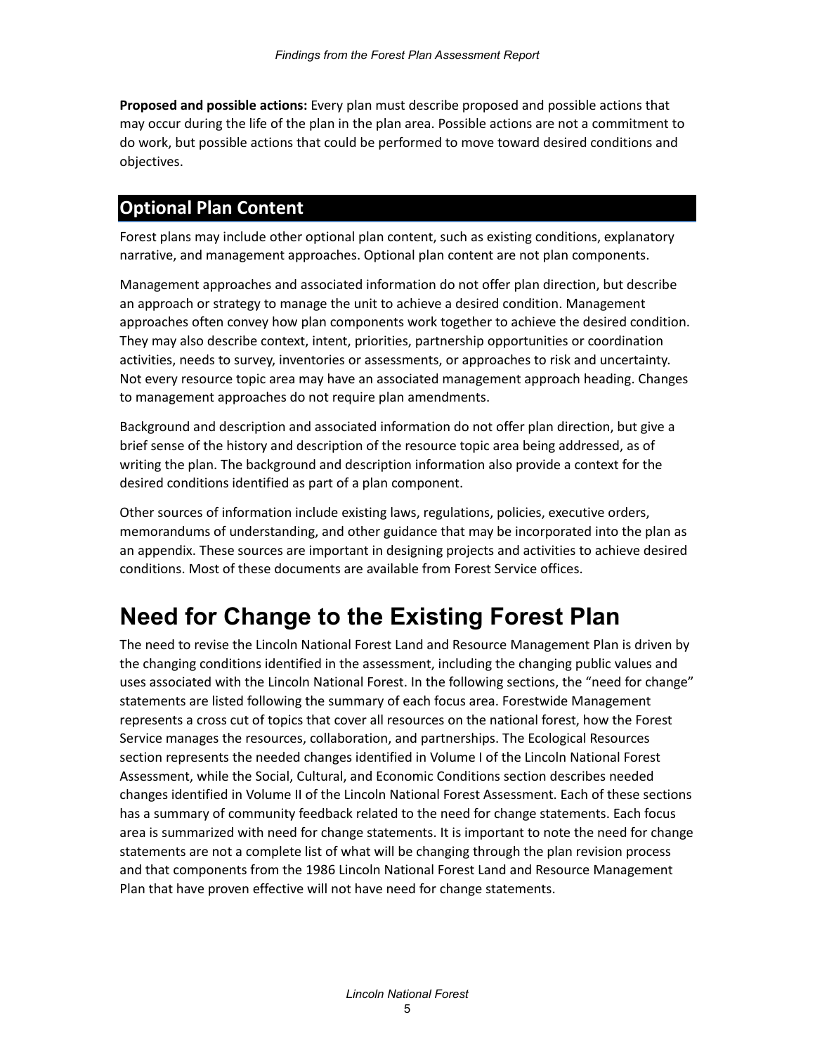**Proposed and possible actions:** Every plan must describe proposed and possible actions that may occur during the life of the plan in the plan area. Possible actions are not a commitment to do work, but possible actions that could be performed to move toward desired conditions and objectives.

## Optional Plan Content

Forest plans may include other optional plan content, such as existing conditions, explanatory narrative, and management approaches. Optional plan content are not plan components.

Management approaches and associated information do not offer plan direction, but describe an approach or strategy to manage the unit to achieve a desired condition. Management approaches often convey how plan components work together to achieve the desired condition. They may also describe context, intent, priorities, partnership opportunities or coordination activities, needs to survey, inventories or assessments, or approaches to risk and uncertainty. Not every resource topic area may have an associated management approach heading. Changes to management approaches do not require plan amendments.

Background and description and associated information do not offer plan direction, but give a brief sense of the history and description of the resource topic area being addressed, as of writing the plan. The background and description information also provide a context for the desired conditions identified as part of a plan component.

Other sources of information include existing laws, regulations, policies, executive orders, memorandums of understanding, and other guidance that may be incorporated into the plan as an appendix. These sources are important in designing projects and activities to achieve desired conditions. Most of these documents are available from Forest Service offices.

# Need for Change to the Existing Forest Plan

The need to revise the Lincoln National Forest Land and Resource Management Plan is driven by the changing conditions identified in the assessment, including the changing public values and uses associated with the Lincoln National Forest. In the following sections, the "need for change" statements are listed following the summary of each focus area. Forestwide Management represents a cross cut of topics that cover all resources on the national forest, how the Forest Service manages the resources, collaboration, and partnerships. The Ecological Resources section represents the needed changes identified in Volume I of the Lincoln National Forest Assessment, while the Social, Cultural, and Economic Conditions section describes needed changes identified in Volume II of the Lincoln National Forest Assessment. Each of these sections has a summary of community feedback related to the need for change statements. Each focus area is summarized with need for change statements. It is important to note the need for change statements are not a complete list of what will be changing through the plan revision process and that components from the 1986 Lincoln National Forest Land and Resource Management Plan that have proven effective will not have need for change statements.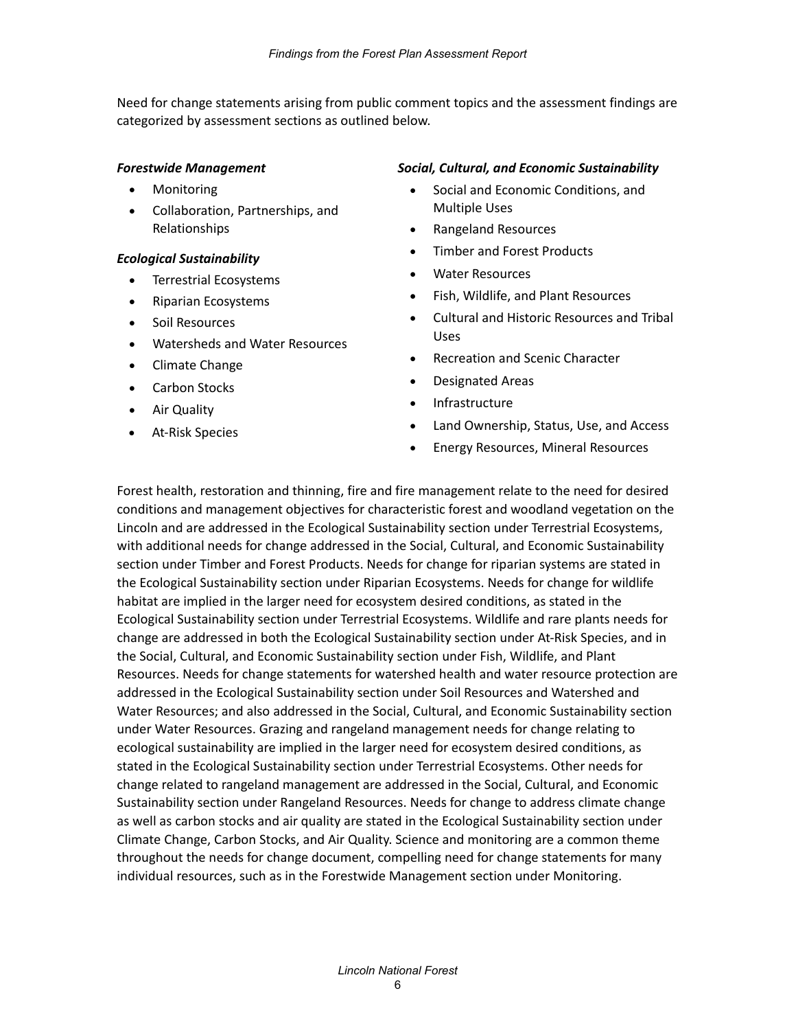Need for change statements arising from public comment topics and the assessment findings are categorized by assessment sections as outlined below.

***Forestwide Management***

- Monitoring
- Collaboration, Partnerships, and Relationships

***Ecological Sustainability***

- Terrestrial Ecosystems
- Riparian Ecosystems
- Soil Resources
- Watersheds and Water Resources
- Climate Change
- Carbon Stocks
- Air Quality
- At-Risk Species

***Social, Cultural, and Economic Sustainability***

- Social and Economic Conditions, and Multiple Uses
- Rangeland Resources
- Timber and Forest Products
- Water Resources
- Fish, Wildlife, and Plant Resources
- Cultural and Historic Resources and Tribal Uses
- Recreation and Scenic Character
- Designated Areas
- Infrastructure
- Land Ownership, Status, Use, and Access
- Energy Resources, Mineral Resources

Forest health, restoration and thinning, fire and fire management relate to the need for desired conditions and management objectives for characteristic forest and woodland vegetation on the Lincoln and are addressed in the Ecological Sustainability section under Terrestrial Ecosystems, with additional needs for change addressed in the Social, Cultural, and Economic Sustainability section under Timber and Forest Products. Needs for change for riparian systems are stated in the Ecological Sustainability section under Riparian Ecosystems. Needs for change for wildlife habitat are implied in the larger need for ecosystem desired conditions, as stated in the Ecological Sustainability section under Terrestrial Ecosystems. Wildlife and rare plants needs for change are addressed in both the Ecological Sustainability section under At-Risk Species, and in the Social, Cultural, and Economic Sustainability section under Fish, Wildlife, and Plant Resources. Needs for change statements for watershed health and water resource protection are addressed in the Ecological Sustainability section under Soil Resources and Watershed and Water Resources; and also addressed in the Social, Cultural, and Economic Sustainability section under Water Resources. Grazing and rangeland management needs for change relating to ecological sustainability are implied in the larger need for ecosystem desired conditions, as stated in the Ecological Sustainability section under Terrestrial Ecosystems. Other needs for change related to rangeland management are addressed in the Social, Cultural, and Economic Sustainability section under Rangeland Resources. Needs for change to address climate change as well as carbon stocks and air quality are stated in the Ecological Sustainability section under Climate Change, Carbon Stocks, and Air Quality. Science and monitoring are a common theme throughout the needs for change document, compelling need for change statements for many individual resources, such as in the Forestwide Management section under Monitoring.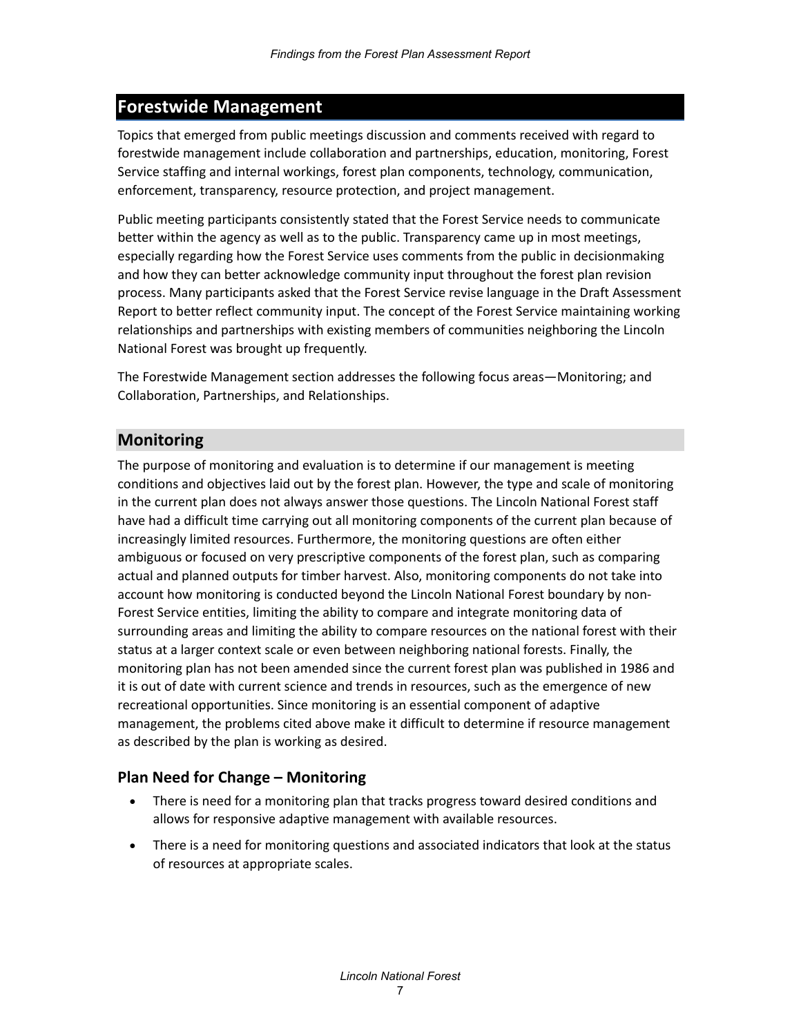## Forestwide Management

Topics that emerged from public meetings discussion and comments received with regard to forestwide management include collaboration and partnerships, education, monitoring, Forest Service staffing and internal workings, forest plan components, technology, communication, enforcement, transparency, resource protection, and project management.

Public meeting participants consistently stated that the Forest Service needs to communicate better within the agency as well as to the public. Transparency came up in most meetings, especially regarding how the Forest Service uses comments from the public in decisionmaking and how they can better acknowledge community input throughout the forest plan revision process. Many participants asked that the Forest Service revise language in the Draft Assessment Report to better reflect community input. The concept of the Forest Service maintaining working relationships and partnerships with existing members of communities neighboring the Lincoln National Forest was brought up frequently.

The Forestwide Management section addresses the following focus areas—Monitoring; and Collaboration, Partnerships, and Relationships.

### Monitoring

The purpose of monitoring and evaluation is to determine if our management is meeting conditions and objectives laid out by the forest plan. However, the type and scale of monitoring in the current plan does not always answer those questions. The Lincoln National Forest staff have had a difficult time carrying out all monitoring components of the current plan because of increasingly limited resources. Furthermore, the monitoring questions are often either ambiguous or focused on very prescriptive components of the forest plan, such as comparing actual and planned outputs for timber harvest. Also, monitoring components do not take into account how monitoring is conducted beyond the Lincoln National Forest boundary by non-Forest Service entities, limiting the ability to compare and integrate monitoring data of surrounding areas and limiting the ability to compare resources on the national forest with their status at a larger context scale or even between neighboring national forests. Finally, the monitoring plan has not been amended since the current forest plan was published in 1986 and it is out of date with current science and trends in resources, such as the emergence of new recreational opportunities. Since monitoring is an essential component of adaptive management, the problems cited above make it difficult to determine if resource management as described by the plan is working as desired.

#### Plan Need for Change – Monitoring

- There is need for a monitoring plan that tracks progress toward desired conditions and allows for responsive adaptive management with available resources.
- There is a need for monitoring questions and associated indicators that look at the status of resources at appropriate scales.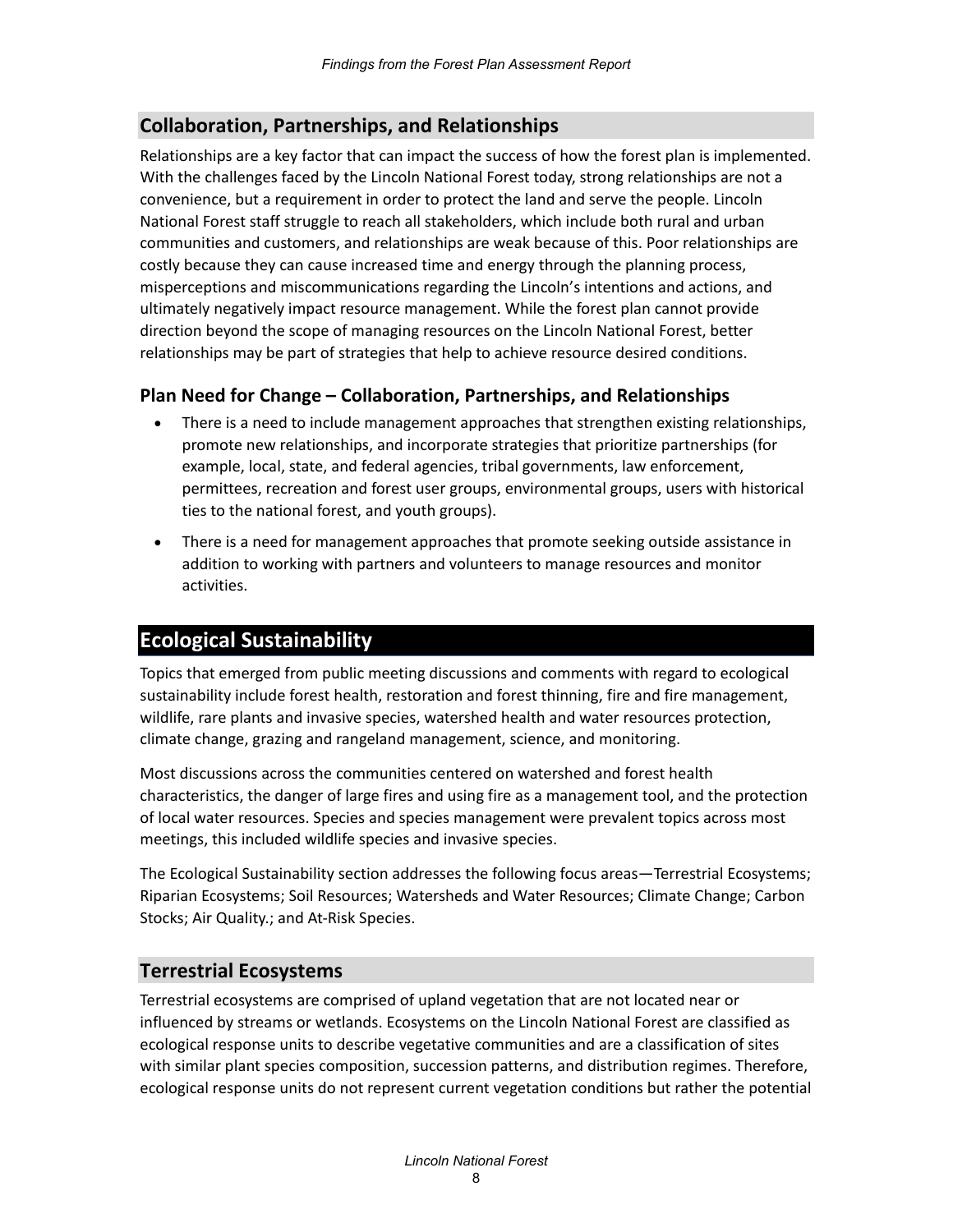## Collaboration, Partnerships, and Relationships

Relationships are a key factor that can impact the success of how the forest plan is implemented. With the challenges faced by the Lincoln National Forest today, strong relationships are not a convenience, but a requirement in order to protect the land and serve the people. Lincoln National Forest staff struggle to reach all stakeholders, which include both rural and urban communities and customers, and relationships are weak because of this. Poor relationships are costly because they can cause increased time and energy through the planning process, misperceptions and miscommunications regarding the Lincoln's intentions and actions, and ultimately negatively impact resource management. While the forest plan cannot provide direction beyond the scope of managing resources on the Lincoln National Forest, better relationships may be part of strategies that help to achieve resource desired conditions.

### Plan Need for Change – Collaboration, Partnerships, and Relationships

- There is a need to include management approaches that strengthen existing relationships, promote new relationships, and incorporate strategies that prioritize partnerships (for example, local, state, and federal agencies, tribal governments, law enforcement, permittees, recreation and forest user groups, environmental groups, users with historical ties to the national forest, and youth groups).
- There is a need for management approaches that promote seeking outside assistance in addition to working with partners and volunteers to manage resources and monitor activities.

# Ecological Sustainability

Topics that emerged from public meeting discussions and comments with regard to ecological sustainability include forest health, restoration and forest thinning, fire and fire management, wildlife, rare plants and invasive species, watershed health and water resources protection, climate change, grazing and rangeland management, science, and monitoring.

Most discussions across the communities centered on watershed and forest health characteristics, the danger of large fires and using fire as a management tool, and the protection of local water resources. Species and species management were prevalent topics across most meetings, this included wildlife species and invasive species.

The Ecological Sustainability section addresses the following focus areas—Terrestrial Ecosystems; Riparian Ecosystems; Soil Resources; Watersheds and Water Resources; Climate Change; Carbon Stocks; Air Quality.; and At-Risk Species.

## Terrestrial Ecosystems

Terrestrial ecosystems are comprised of upland vegetation that are not located near or influenced by streams or wetlands. Ecosystems on the Lincoln National Forest are classified as ecological response units to describe vegetative communities and are a classification of sites with similar plant species composition, succession patterns, and distribution regimes. Therefore, ecological response units do not represent current vegetation conditions but rather the potential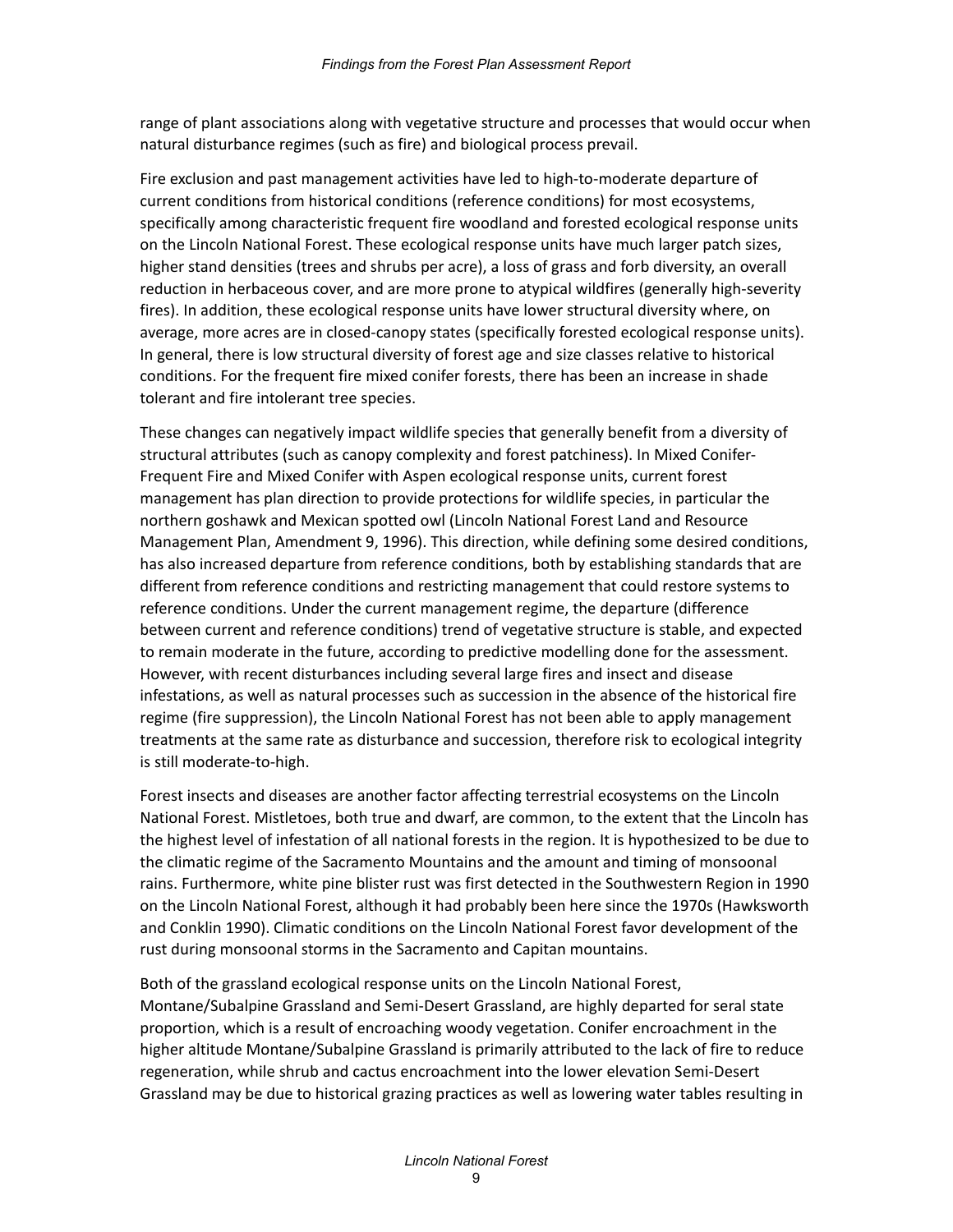range of plant associations along with vegetative structure and processes that would occur when natural disturbance regimes (such as fire) and biological process prevail.

Fire exclusion and past management activities have led to high-to-moderate departure of current conditions from historical conditions (reference conditions) for most ecosystems, specifically among characteristic frequent fire woodland and forested ecological response units on the Lincoln National Forest. These ecological response units have much larger patch sizes, higher stand densities (trees and shrubs per acre), a loss of grass and forb diversity, an overall reduction in herbaceous cover, and are more prone to atypical wildfires (generally high-severity fires). In addition, these ecological response units have lower structural diversity where, on average, more acres are in closed-canopy states (specifically forested ecological response units). In general, there is low structural diversity of forest age and size classes relative to historical conditions. For the frequent fire mixed conifer forests, there has been an increase in shade tolerant and fire intolerant tree species.

These changes can negatively impact wildlife species that generally benefit from a diversity of structural attributes (such as canopy complexity and forest patchiness). In Mixed Conifer-Frequent Fire and Mixed Conifer with Aspen ecological response units, current forest management has plan direction to provide protections for wildlife species, in particular the northern goshawk and Mexican spotted owl (Lincoln National Forest Land and Resource Management Plan, Amendment 9, 1996). This direction, while defining some desired conditions, has also increased departure from reference conditions, both by establishing standards that are different from reference conditions and restricting management that could restore systems to reference conditions. Under the current management regime, the departure (difference between current and reference conditions) trend of vegetative structure is stable, and expected to remain moderate in the future, according to predictive modelling done for the assessment. However, with recent disturbances including several large fires and insect and disease infestations, as well as natural processes such as succession in the absence of the historical fire regime (fire suppression), the Lincoln National Forest has not been able to apply management treatments at the same rate as disturbance and succession, therefore risk to ecological integrity is still moderate-to-high.

Forest insects and diseases are another factor affecting terrestrial ecosystems on the Lincoln National Forest. Mistletoes, both true and dwarf, are common, to the extent that the Lincoln has the highest level of infestation of all national forests in the region. It is hypothesized to be due to the climatic regime of the Sacramento Mountains and the amount and timing of monsoonal rains. Furthermore, white pine blister rust was first detected in the Southwestern Region in 1990 on the Lincoln National Forest, although it had probably been here since the 1970s (Hawksworth and Conklin 1990). Climatic conditions on the Lincoln National Forest favor development of the rust during monsoonal storms in the Sacramento and Capitan mountains.

Both of the grassland ecological response units on the Lincoln National Forest, Montane/Subalpine Grassland and Semi-Desert Grassland, are highly departed for seral state proportion, which is a result of encroaching woody vegetation. Conifer encroachment in the higher altitude Montane/Subalpine Grassland is primarily attributed to the lack of fire to reduce regeneration, while shrub and cactus encroachment into the lower elevation Semi-Desert Grassland may be due to historical grazing practices as well as lowering water tables resulting in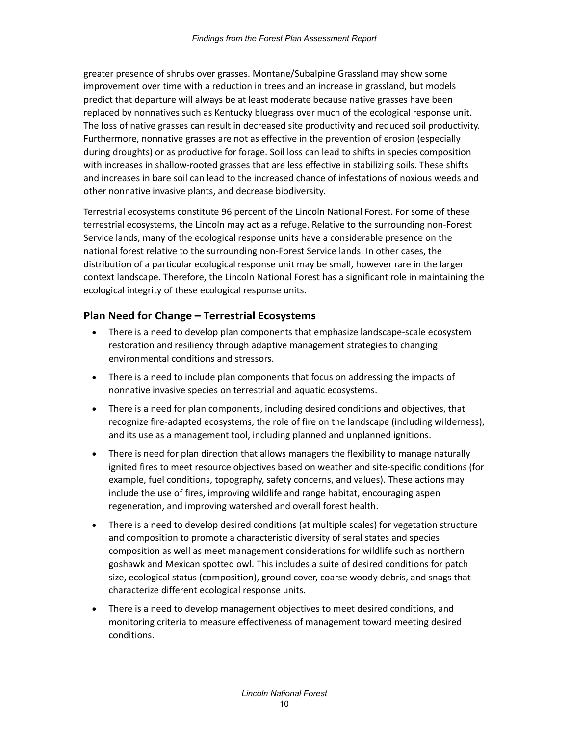greater presence of shrubs over grasses. Montane/Subalpine Grassland may show some improvement over time with a reduction in trees and an increase in grassland, but models predict that departure will always be at least moderate because native grasses have been replaced by nonnatives such as Kentucky bluegrass over much of the ecological response unit. The loss of native grasses can result in decreased site productivity and reduced soil productivity. Furthermore, nonnative grasses are not as effective in the prevention of erosion (especially during droughts) or as productive for forage. Soil loss can lead to shifts in species composition with increases in shallow-rooted grasses that are less effective in stabilizing soils. These shifts and increases in bare soil can lead to the increased chance of infestations of noxious weeds and other nonnative invasive plants, and decrease biodiversity.

Terrestrial ecosystems constitute 96 percent of the Lincoln National Forest. For some of these terrestrial ecosystems, the Lincoln may act as a refuge. Relative to the surrounding non-Forest Service lands, many of the ecological response units have a considerable presence on the national forest relative to the surrounding non-Forest Service lands. In other cases, the distribution of a particular ecological response unit may be small, however rare in the larger context landscape. Therefore, the Lincoln National Forest has a significant role in maintaining the ecological integrity of these ecological response units.

## Plan Need for Change – Terrestrial Ecosystems

- There is a need to develop plan components that emphasize landscape-scale ecosystem restoration and resiliency through adaptive management strategies to changing environmental conditions and stressors.
- There is a need to include plan components that focus on addressing the impacts of nonnative invasive species on terrestrial and aquatic ecosystems.
- There is a need for plan components, including desired conditions and objectives, that recognize fire-adapted ecosystems, the role of fire on the landscape (including wilderness), and its use as a management tool, including planned and unplanned ignitions.
- There is need for plan direction that allows managers the flexibility to manage naturally ignited fires to meet resource objectives based on weather and site-specific conditions (for example, fuel conditions, topography, safety concerns, and values). These actions may include the use of fires, improving wildlife and range habitat, encouraging aspen regeneration, and improving watershed and overall forest health.
- There is a need to develop desired conditions (at multiple scales) for vegetation structure and composition to promote a characteristic diversity of seral states and species composition as well as meet management considerations for wildlife such as northern goshawk and Mexican spotted owl. This includes a suite of desired conditions for patch size, ecological status (composition), ground cover, coarse woody debris, and snags that characterize different ecological response units.
- There is a need to develop management objectives to meet desired conditions, and monitoring criteria to measure effectiveness of management toward meeting desired conditions.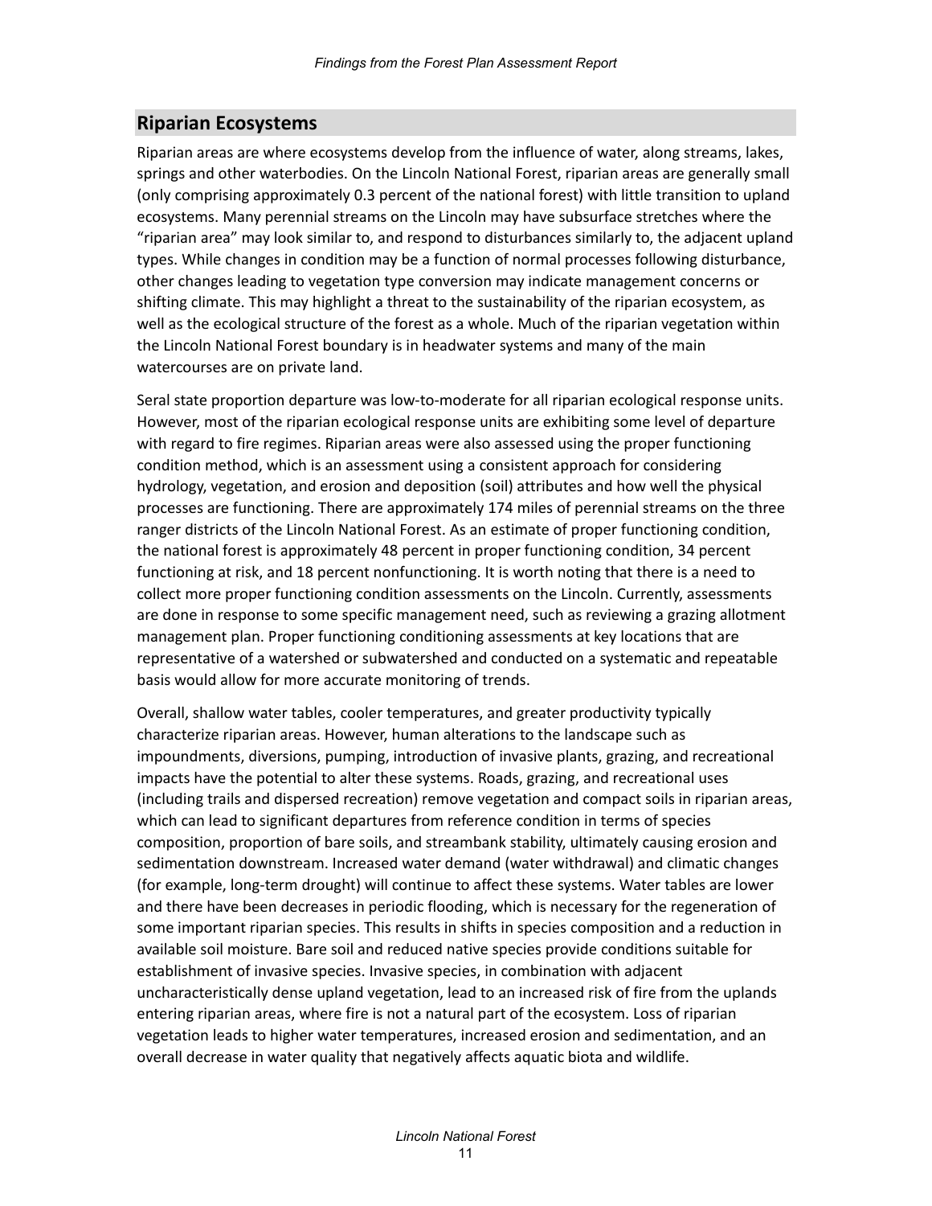## Riparian Ecosystems

Riparian areas are where ecosystems develop from the influence of water, along streams, lakes, springs and other waterbodies. On the Lincoln National Forest, riparian areas are generally small (only comprising approximately 0.3 percent of the national forest) with little transition to upland ecosystems. Many perennial streams on the Lincoln may have subsurface stretches where the “riparian area” may look similar to, and respond to disturbances similarly to, the adjacent upland types. While changes in condition may be a function of normal processes following disturbance, other changes leading to vegetation type conversion may indicate management concerns or shifting climate. This may highlight a threat to the sustainability of the riparian ecosystem, as well as the ecological structure of the forest as a whole. Much of the riparian vegetation within the Lincoln National Forest boundary is in headwater systems and many of the main watercourses are on private land.

Seral state proportion departure was low-to-moderate for all riparian ecological response units. However, most of the riparian ecological response units are exhibiting some level of departure with regard to fire regimes. Riparian areas were also assessed using the proper functioning condition method, which is an assessment using a consistent approach for considering hydrology, vegetation, and erosion and deposition (soil) attributes and how well the physical processes are functioning. There are approximately 174 miles of perennial streams on the three ranger districts of the Lincoln National Forest. As an estimate of proper functioning condition, the national forest is approximately 48 percent in proper functioning condition, 34 percent functioning at risk, and 18 percent nonfunctioning. It is worth noting that there is a need to collect more proper functioning condition assessments on the Lincoln. Currently, assessments are done in response to some specific management need, such as reviewing a grazing allotment management plan. Proper functioning conditioning assessments at key locations that are representative of a watershed or subwatershed and conducted on a systematic and repeatable basis would allow for more accurate monitoring of trends.

Overall, shallow water tables, cooler temperatures, and greater productivity typically characterize riparian areas. However, human alterations to the landscape such as impoundments, diversions, pumping, introduction of invasive plants, grazing, and recreational impacts have the potential to alter these systems. Roads, grazing, and recreational uses (including trails and dispersed recreation) remove vegetation and compact soils in riparian areas, which can lead to significant departures from reference condition in terms of species composition, proportion of bare soils, and streambank stability, ultimately causing erosion and sedimentation downstream. Increased water demand (water withdrawal) and climatic changes (for example, long-term drought) will continue to affect these systems. Water tables are lower and there have been decreases in periodic flooding, which is necessary for the regeneration of some important riparian species. This results in shifts in species composition and a reduction in available soil moisture. Bare soil and reduced native species provide conditions suitable for establishment of invasive species. Invasive species, in combination with adjacent uncharacteristically dense upland vegetation, lead to an increased risk of fire from the uplands entering riparian areas, where fire is not a natural part of the ecosystem. Loss of riparian vegetation leads to higher water temperatures, increased erosion and sedimentation, and an overall decrease in water quality that negatively affects aquatic biota and wildlife.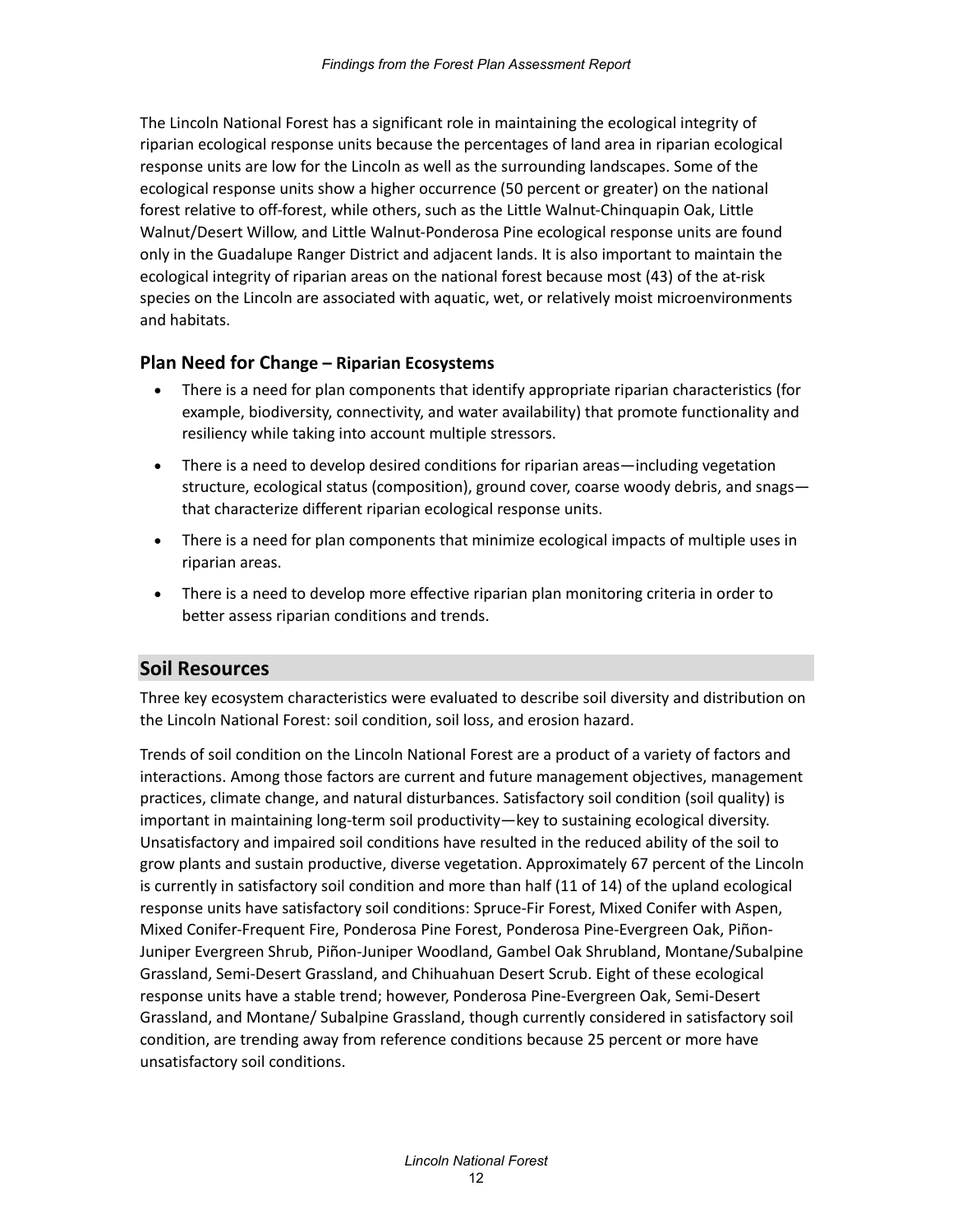The Lincoln National Forest has a significant role in maintaining the ecological integrity of riparian ecological response units because the percentages of land area in riparian ecological response units are low for the Lincoln as well as the surrounding landscapes. Some of the ecological response units show a higher occurrence (50 percent or greater) on the national forest relative to off-forest, while others, such as the Little Walnut-Chinquapin Oak, Little Walnut/Desert Willow, and Little Walnut-Ponderosa Pine ecological response units are found only in the Guadalupe Ranger District and adjacent lands. It is also important to maintain the ecological integrity of riparian areas on the national forest because most (43) of the at-risk species on the Lincoln are associated with aquatic, wet, or relatively moist microenvironments and habitats.

### Plan Need for Change – Riparian Ecosystems

- There is a need for plan components that identify appropriate riparian characteristics (for example, biodiversity, connectivity, and water availability) that promote functionality and resiliency while taking into account multiple stressors.
- There is a need to develop desired conditions for riparian areas—including vegetation structure, ecological status (composition), ground cover, coarse woody debris, and snags—that characterize different riparian ecological response units.
- There is a need for plan components that minimize ecological impacts of multiple uses in riparian areas.
- There is a need to develop more effective riparian plan monitoring criteria in order to better assess riparian conditions and trends.

## Soil Resources

Three key ecosystem characteristics were evaluated to describe soil diversity and distribution on the Lincoln National Forest: soil condition, soil loss, and erosion hazard.

Trends of soil condition on the Lincoln National Forest are a product of a variety of factors and interactions. Among those factors are current and future management objectives, management practices, climate change, and natural disturbances. Satisfactory soil condition (soil quality) is important in maintaining long-term soil productivity—key to sustaining ecological diversity. Unsatisfactory and impaired soil conditions have resulted in the reduced ability of the soil to grow plants and sustain productive, diverse vegetation. Approximately 67 percent of the Lincoln is currently in satisfactory soil condition and more than half (11 of 14) of the upland ecological response units have satisfactory soil conditions: Spruce-Fir Forest, Mixed Conifer with Aspen, Mixed Conifer-Frequent Fire, Ponderosa Pine Forest, Ponderosa Pine-Evergreen Oak, Piñon-Juniper Evergreen Shrub, Piñon-Juniper Woodland, Gambel Oak Shrubland, Montane/Subalpine Grassland, Semi-Desert Grassland, and Chihuahuan Desert Scrub. Eight of these ecological response units have a stable trend; however, Ponderosa Pine-Evergreen Oak, Semi-Desert Grassland, and Montane/ Subalpine Grassland, though currently considered in satisfactory soil condition, are trending away from reference conditions because 25 percent or more have unsatisfactory soil conditions.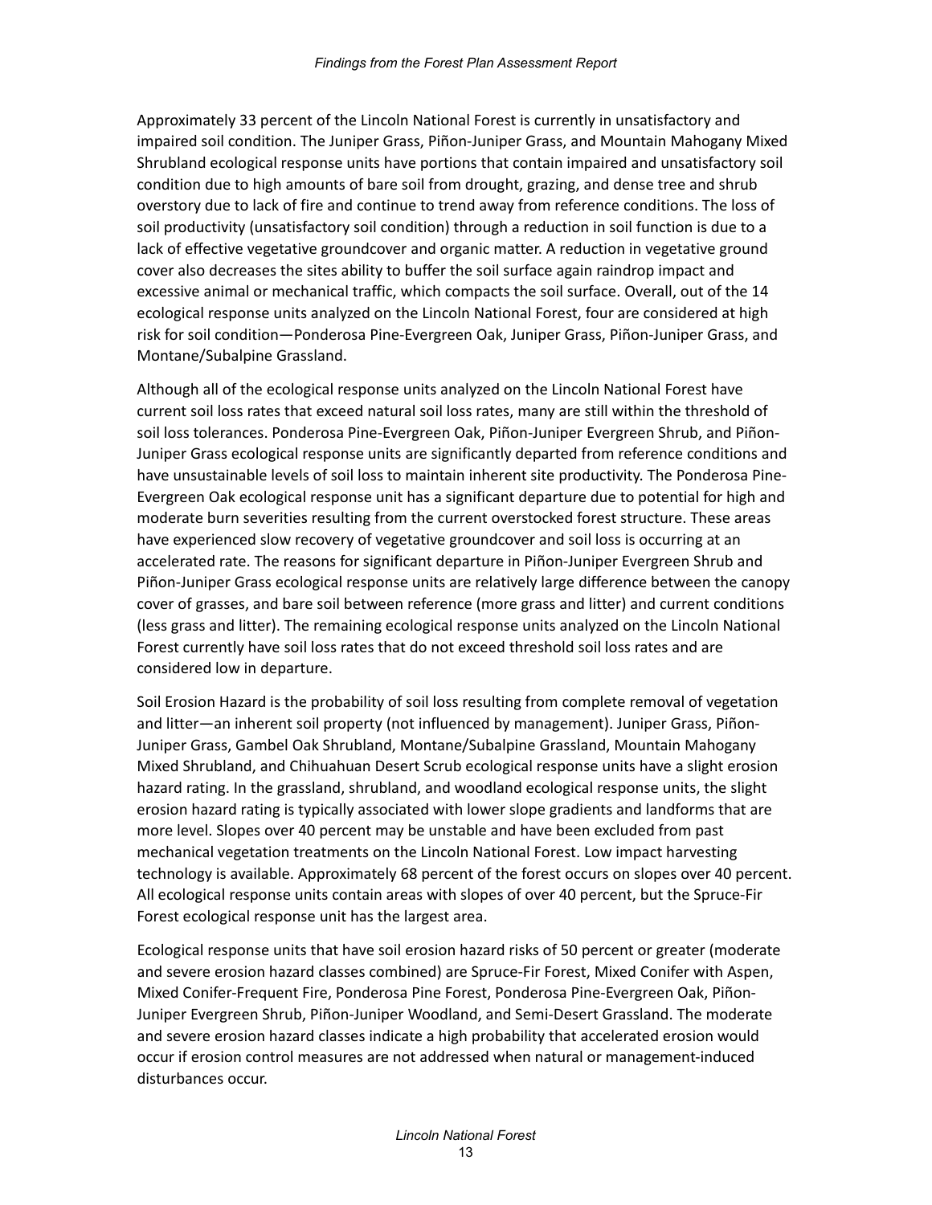Approximately 33 percent of the Lincoln National Forest is currently in unsatisfactory and impaired soil condition. The Juniper Grass, Piñon-Juniper Grass, and Mountain Mahogany Mixed Shrubland ecological response units have portions that contain impaired and unsatisfactory soil condition due to high amounts of bare soil from drought, grazing, and dense tree and shrub overstory due to lack of fire and continue to trend away from reference conditions. The loss of soil productivity (unsatisfactory soil condition) through a reduction in soil function is due to a lack of effective vegetative groundcover and organic matter. A reduction in vegetative ground cover also decreases the sites ability to buffer the soil surface again raindrop impact and excessive animal or mechanical traffic, which compacts the soil surface. Overall, out of the 14 ecological response units analyzed on the Lincoln National Forest, four are considered at high risk for soil condition—Ponderosa Pine-Evergreen Oak, Juniper Grass, Piñon-Juniper Grass, and Montane/Subalpine Grassland.

Although all of the ecological response units analyzed on the Lincoln National Forest have current soil loss rates that exceed natural soil loss rates, many are still within the threshold of soil loss tolerances. Ponderosa Pine-Evergreen Oak, Piñon-Juniper Evergreen Shrub, and Piñon-Juniper Grass ecological response units are significantly departed from reference conditions and have unsustainable levels of soil loss to maintain inherent site productivity. The Ponderosa Pine-Evergreen Oak ecological response unit has a significant departure due to potential for high and moderate burn severities resulting from the current overstocked forest structure. These areas have experienced slow recovery of vegetative groundcover and soil loss is occurring at an accelerated rate. The reasons for significant departure in Piñon-Juniper Evergreen Shrub and Piñon-Juniper Grass ecological response units are relatively large difference between the canopy cover of grasses, and bare soil between reference (more grass and litter) and current conditions (less grass and litter). The remaining ecological response units analyzed on the Lincoln National Forest currently have soil loss rates that do not exceed threshold soil loss rates and are considered low in departure.

Soil Erosion Hazard is the probability of soil loss resulting from complete removal of vegetation and litter—an inherent soil property (not influenced by management). Juniper Grass, Piñon-Juniper Grass, Gambel Oak Shrubland, Montane/Subalpine Grassland, Mountain Mahogany Mixed Shrubland, and Chihuahuan Desert Scrub ecological response units have a slight erosion hazard rating. In the grassland, shrubland, and woodland ecological response units, the slight erosion hazard rating is typically associated with lower slope gradients and landforms that are more level. Slopes over 40 percent may be unstable and have been excluded from past mechanical vegetation treatments on the Lincoln National Forest. Low impact harvesting technology is available. Approximately 68 percent of the forest occurs on slopes over 40 percent. All ecological response units contain areas with slopes of over 40 percent, but the Spruce-Fir Forest ecological response unit has the largest area.

Ecological response units that have soil erosion hazard risks of 50 percent or greater (moderate and severe erosion hazard classes combined) are Spruce-Fir Forest, Mixed Conifer with Aspen, Mixed Conifer-Frequent Fire, Ponderosa Pine Forest, Ponderosa Pine-Evergreen Oak, Piñon-Juniper Evergreen Shrub, Piñon-Juniper Woodland, and Semi-Desert Grassland. The moderate and severe erosion hazard classes indicate a high probability that accelerated erosion would occur if erosion control measures are not addressed when natural or management-induced disturbances occur.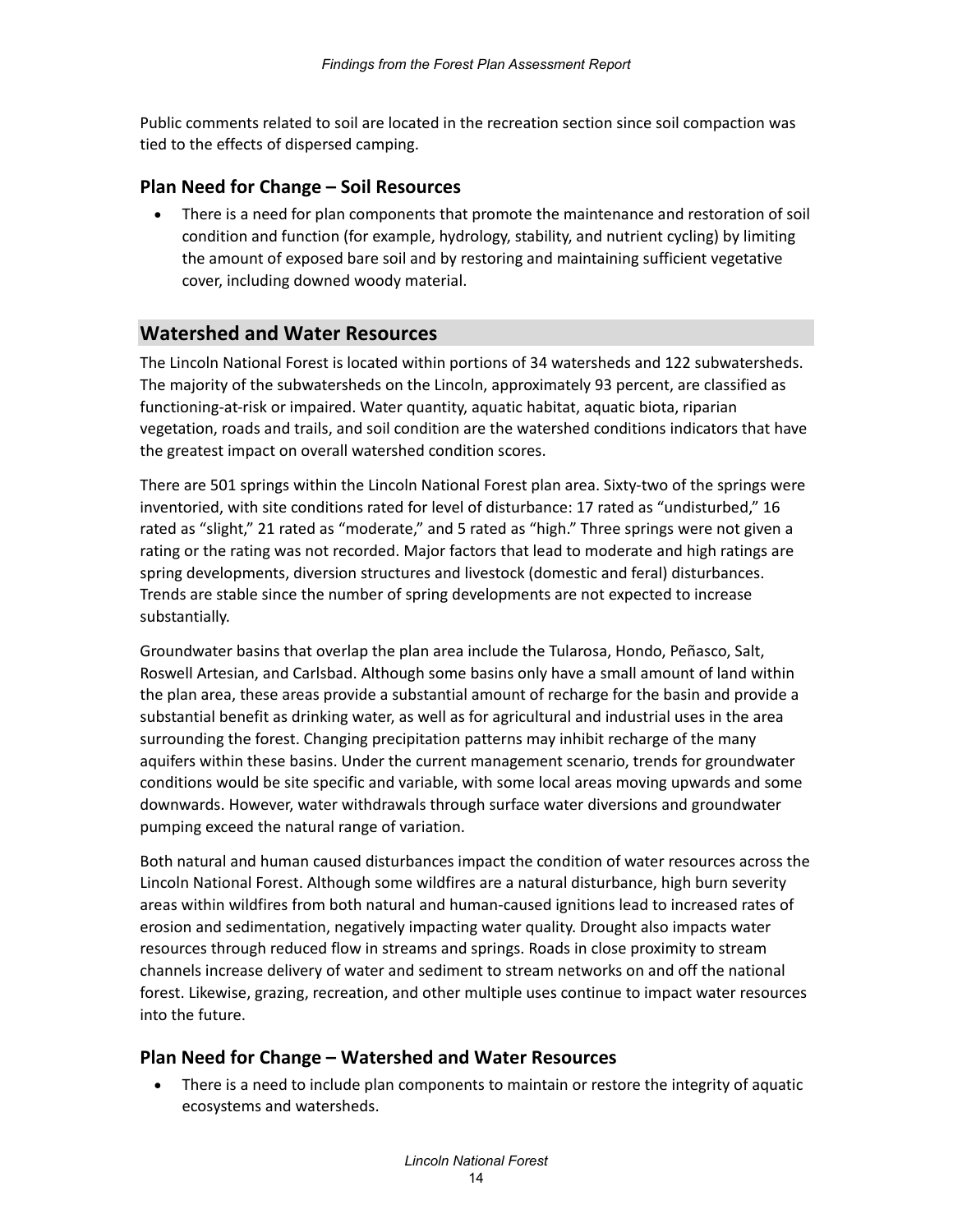Public comments related to soil are located in the recreation section since soil compaction was tied to the effects of dispersed camping.

### Plan Need for Change – Soil Resources

- There is a need for plan components that promote the maintenance and restoration of soil condition and function (for example, hydrology, stability, and nutrient cycling) by limiting the amount of exposed bare soil and by restoring and maintaining sufficient vegetative cover, including downed woody material.

## Watershed and Water Resources

The Lincoln National Forest is located within portions of 34 watersheds and 122 subwatersheds. The majority of the subwatersheds on the Lincoln, approximately 93 percent, are classified as functioning-at-risk or impaired. Water quantity, aquatic habitat, aquatic biota, riparian vegetation, roads and trails, and soil condition are the watershed conditions indicators that have the greatest impact on overall watershed condition scores.

There are 501 springs within the Lincoln National Forest plan area. Sixty-two of the springs were inventoried, with site conditions rated for level of disturbance: 17 rated as "undisturbed," 16 rated as "slight," 21 rated as "moderate," and 5 rated as "high." Three springs were not given a rating or the rating was not recorded. Major factors that lead to moderate and high ratings are spring developments, diversion structures and livestock (domestic and feral) disturbances. Trends are stable since the number of spring developments are not expected to increase substantially.

Groundwater basins that overlap the plan area include the Tularosa, Hondo, Peñasco, Salt, Roswell Artesian, and Carlsbad. Although some basins only have a small amount of land within the plan area, these areas provide a substantial amount of recharge for the basin and provide a substantial benefit as drinking water, as well as for agricultural and industrial uses in the area surrounding the forest. Changing precipitation patterns may inhibit recharge of the many aquifers within these basins. Under the current management scenario, trends for groundwater conditions would be site specific and variable, with some local areas moving upwards and some downwards. However, water withdrawals through surface water diversions and groundwater pumping exceed the natural range of variation.

Both natural and human caused disturbances impact the condition of water resources across the Lincoln National Forest. Although some wildfires are a natural disturbance, high burn severity areas within wildfires from both natural and human-caused ignitions lead to increased rates of erosion and sedimentation, negatively impacting water quality. Drought also impacts water resources through reduced flow in streams and springs. Roads in close proximity to stream channels increase delivery of water and sediment to stream networks on and off the national forest. Likewise, grazing, recreation, and other multiple uses continue to impact water resources into the future.

### Plan Need for Change – Watershed and Water Resources

- There is a need to include plan components to maintain or restore the integrity of aquatic ecosystems and watersheds.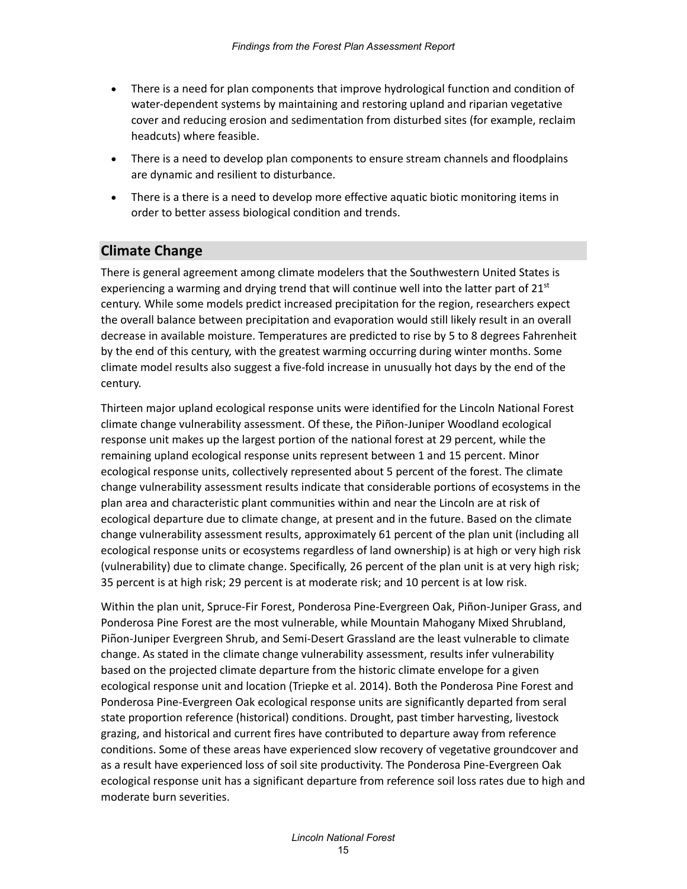- There is a need for plan components that improve hydrological function and condition of water-dependent systems by maintaining and restoring upland and riparian vegetative cover and reducing erosion and sedimentation from disturbed sites (for example, reclaim headcuts) where feasible.
- There is a need to develop plan components to ensure stream channels and floodplains are dynamic and resilient to disturbance.
- There is a there is a need to develop more effective aquatic biotic monitoring items in order to better assess biological condition and trends.

## Climate Change

There is general agreement among climate modelers that the Southwestern United States is experiencing a warming and drying trend that will continue well into the latter part of 21st century. While some models predict increased precipitation for the region, researchers expect the overall balance between precipitation and evaporation would still likely result in an overall decrease in available moisture. Temperatures are predicted to rise by 5 to 8 degrees Fahrenheit by the end of this century, with the greatest warming occurring during winter months. Some climate model results also suggest a five-fold increase in unusually hot days by the end of the century.

Thirteen major upland ecological response units were identified for the Lincoln National Forest climate change vulnerability assessment. Of these, the Piñon-Juniper Woodland ecological response unit makes up the largest portion of the national forest at 29 percent, while the remaining upland ecological response units represent between 1 and 15 percent. Minor ecological response units, collectively represented about 5 percent of the forest. The climate change vulnerability assessment results indicate that considerable portions of ecosystems in the plan area and characteristic plant communities within and near the Lincoln are at risk of ecological departure due to climate change, at present and in the future. Based on the climate change vulnerability assessment results, approximately 61 percent of the plan unit (including all ecological response units or ecosystems regardless of land ownership) is at high or very high risk (vulnerability) due to climate change. Specifically, 26 percent of the plan unit is at very high risk; 35 percent is at high risk; 29 percent is at moderate risk; and 10 percent is at low risk.

Within the plan unit, Spruce-Fir Forest, Ponderosa Pine-Evergreen Oak, Piñon-Juniper Grass, and Ponderosa Pine Forest are the most vulnerable, while Mountain Mahogany Mixed Shrubland, Piñon-Juniper Evergreen Shrub, and Semi-Desert Grassland are the least vulnerable to climate change. As stated in the climate change vulnerability assessment, results infer vulnerability based on the projected climate departure from the historic climate envelope for a given ecological response unit and location (Triepke et al. 2014). Both the Ponderosa Pine Forest and Ponderosa Pine-Evergreen Oak ecological response units are significantly departed from seral state proportion reference (historical) conditions. Drought, past timber harvesting, livestock grazing, and historical and current fires have contributed to departure away from reference conditions. Some of these areas have experienced slow recovery of vegetative groundcover and as a result have experienced loss of soil site productivity. The Ponderosa Pine-Evergreen Oak ecological response unit has a significant departure from reference soil loss rates due to high and moderate burn severities.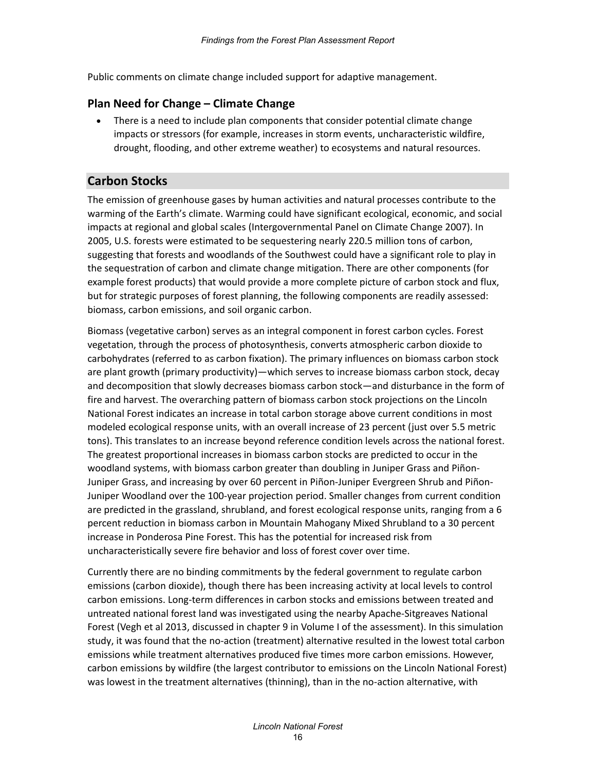Public comments on climate change included support for adaptive management.

### Plan Need for Change – Climate Change

- There is a need to include plan components that consider potential climate change impacts or stressors (for example, increases in storm events, uncharacteristic wildfire, drought, flooding, and other extreme weather) to ecosystems and natural resources.

## Carbon Stocks

The emission of greenhouse gases by human activities and natural processes contribute to the warming of the Earth's climate. Warming could have significant ecological, economic, and social impacts at regional and global scales (Intergovernmental Panel on Climate Change 2007). In 2005, U.S. forests were estimated to be sequestering nearly 220.5 million tons of carbon, suggesting that forests and woodlands of the Southwest could have a significant role to play in the sequestration of carbon and climate change mitigation. There are other components (for example forest products) that would provide a more complete picture of carbon stock and flux, but for strategic purposes of forest planning, the following components are readily assessed: biomass, carbon emissions, and soil organic carbon.

Biomass (vegetative carbon) serves as an integral component in forest carbon cycles. Forest vegetation, through the process of photosynthesis, converts atmospheric carbon dioxide to carbohydrates (referred to as carbon fixation). The primary influences on biomass carbon stock are plant growth (primary productivity)—which serves to increase biomass carbon stock, decay and decomposition that slowly decreases biomass carbon stock—and disturbance in the form of fire and harvest. The overarching pattern of biomass carbon stock projections on the Lincoln National Forest indicates an increase in total carbon storage above current conditions in most modeled ecological response units, with an overall increase of 23 percent (just over 5.5 metric tons). This translates to an increase beyond reference condition levels across the national forest. The greatest proportional increases in biomass carbon stocks are predicted to occur in the woodland systems, with biomass carbon greater than doubling in Juniper Grass and Piñon-Juniper Grass, and increasing by over 60 percent in Piñon-Juniper Evergreen Shrub and Piñon-Juniper Woodland over the 100-year projection period. Smaller changes from current condition are predicted in the grassland, shrubland, and forest ecological response units, ranging from a 6 percent reduction in biomass carbon in Mountain Mahogany Mixed Shrubland to a 30 percent increase in Ponderosa Pine Forest. This has the potential for increased risk from uncharacteristically severe fire behavior and loss of forest cover over time.

Currently there are no binding commitments by the federal government to regulate carbon emissions (carbon dioxide), though there has been increasing activity at local levels to control carbon emissions. Long-term differences in carbon stocks and emissions between treated and untreated national forest land was investigated using the nearby Apache-Sitgreaves National Forest (Vegh et al 2013, discussed in chapter 9 in Volume I of the assessment). In this simulation study, it was found that the no-action (treatment) alternative resulted in the lowest total carbon emissions while treatment alternatives produced five times more carbon emissions. However, carbon emissions by wildfire (the largest contributor to emissions on the Lincoln National Forest) was lowest in the treatment alternatives (thinning), than in the no-action alternative, with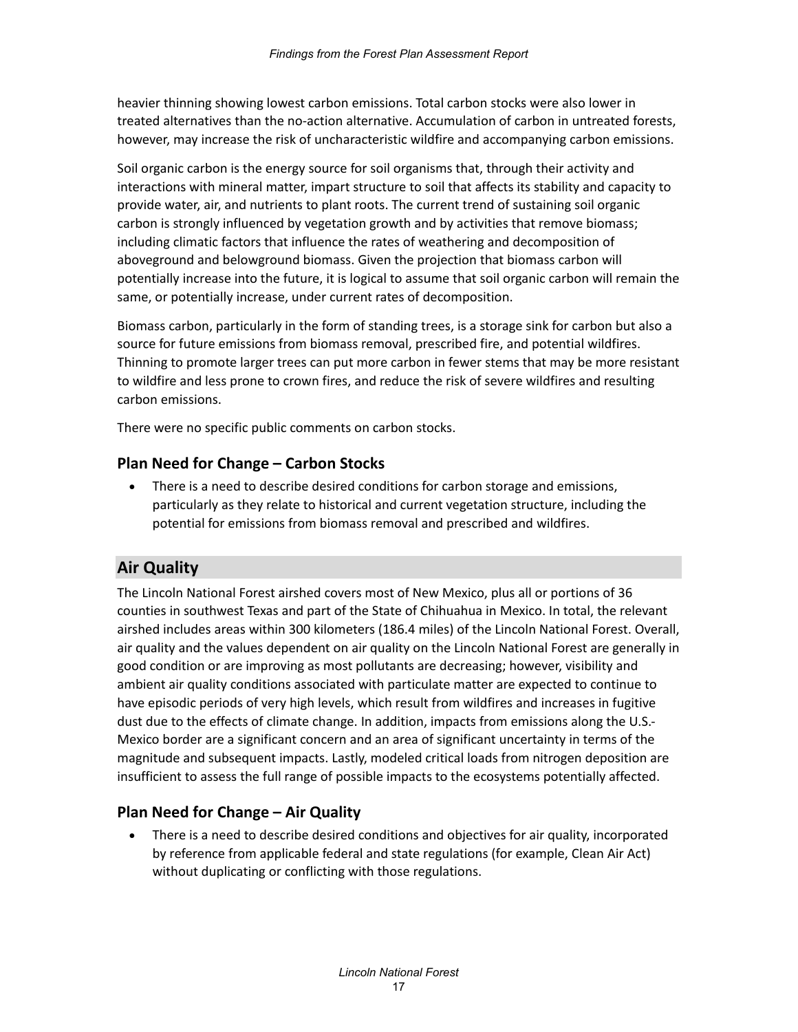heavier thinning showing lowest carbon emissions. Total carbon stocks were also lower in treated alternatives than the no-action alternative. Accumulation of carbon in untreated forests, however, may increase the risk of uncharacteristic wildfire and accompanying carbon emissions.

Soil organic carbon is the energy source for soil organisms that, through their activity and interactions with mineral matter, impart structure to soil that affects its stability and capacity to provide water, air, and nutrients to plant roots. The current trend of sustaining soil organic carbon is strongly influenced by vegetation growth and by activities that remove biomass; including climatic factors that influence the rates of weathering and decomposition of aboveground and belowground biomass. Given the projection that biomass carbon will potentially increase into the future, it is logical to assume that soil organic carbon will remain the same, or potentially increase, under current rates of decomposition.

Biomass carbon, particularly in the form of standing trees, is a storage sink for carbon but also a source for future emissions from biomass removal, prescribed fire, and potential wildfires. Thinning to promote larger trees can put more carbon in fewer stems that may be more resistant to wildfire and less prone to crown fires, and reduce the risk of severe wildfires and resulting carbon emissions.

There were no specific public comments on carbon stocks.

### Plan Need for Change – Carbon Stocks

- There is a need to describe desired conditions for carbon storage and emissions, particularly as they relate to historical and current vegetation structure, including the potential for emissions from biomass removal and prescribed and wildfires.

## Air Quality

The Lincoln National Forest airshed covers most of New Mexico, plus all or portions of 36 counties in southwest Texas and part of the State of Chihuahua in Mexico. In total, the relevant airshed includes areas within 300 kilometers (186.4 miles) of the Lincoln National Forest. Overall, air quality and the values dependent on air quality on the Lincoln National Forest are generally in good condition or are improving as most pollutants are decreasing; however, visibility and ambient air quality conditions associated with particulate matter are expected to continue to have episodic periods of very high levels, which result from wildfires and increases in fugitive dust due to the effects of climate change. In addition, impacts from emissions along the U.S.-Mexico border are a significant concern and an area of significant uncertainty in terms of the magnitude and subsequent impacts. Lastly, modeled critical loads from nitrogen deposition are insufficient to assess the full range of possible impacts to the ecosystems potentially affected.

### Plan Need for Change – Air Quality

- There is a need to describe desired conditions and objectives for air quality, incorporated by reference from applicable federal and state regulations (for example, Clean Air Act) without duplicating or conflicting with those regulations.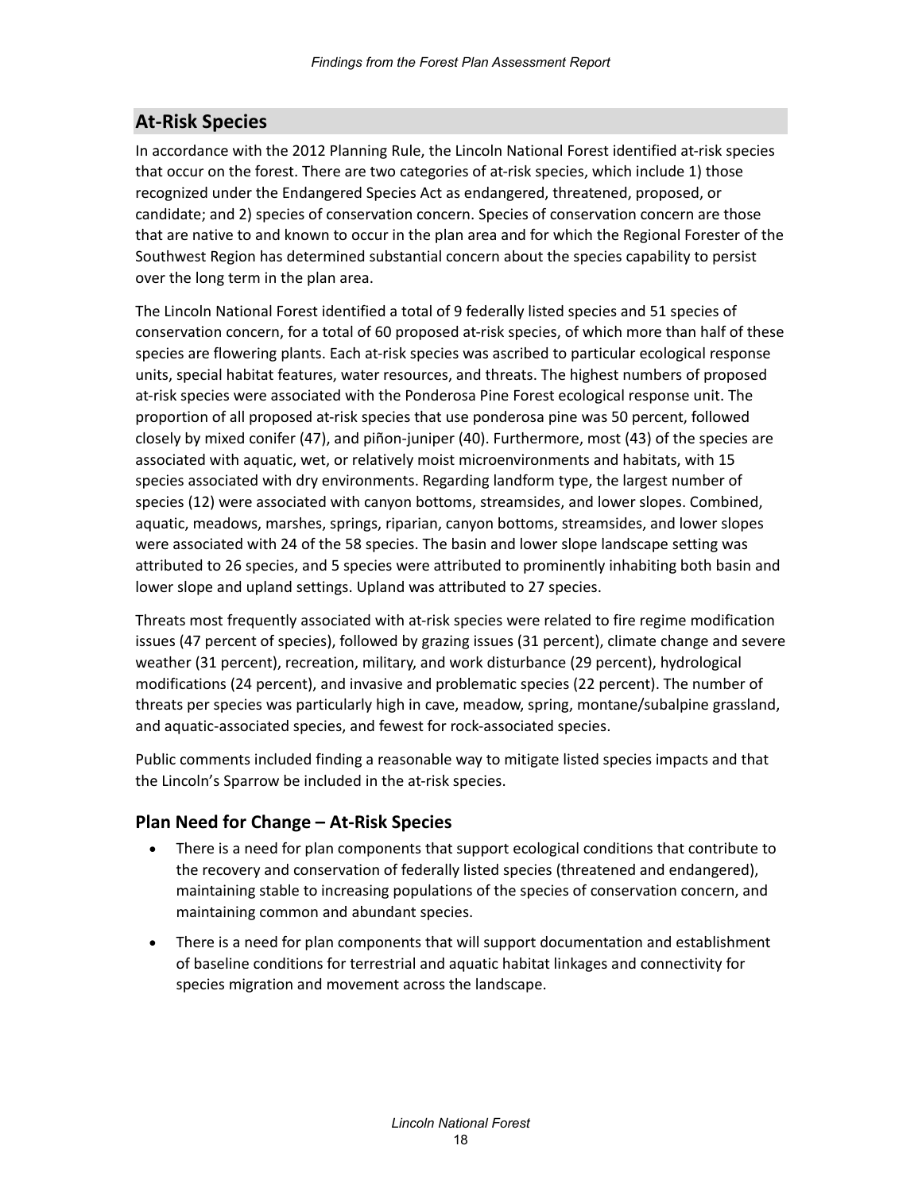## At-Risk Species

In accordance with the 2012 Planning Rule, the Lincoln National Forest identified at-risk species that occur on the forest. There are two categories of at-risk species, which include 1) those recognized under the Endangered Species Act as endangered, threatened, proposed, or candidate; and 2) species of conservation concern. Species of conservation concern are those that are native to and known to occur in the plan area and for which the Regional Forester of the Southwest Region has determined substantial concern about the species capability to persist over the long term in the plan area.

The Lincoln National Forest identified a total of 9 federally listed species and 51 species of conservation concern, for a total of 60 proposed at-risk species, of which more than half of these species are flowering plants. Each at-risk species was ascribed to particular ecological response units, special habitat features, water resources, and threats. The highest numbers of proposed at-risk species were associated with the Ponderosa Pine Forest ecological response unit. The proportion of all proposed at-risk species that use ponderosa pine was 50 percent, followed closely by mixed conifer (47), and piñon-juniper (40). Furthermore, most (43) of the species are associated with aquatic, wet, or relatively moist microenvironments and habitats, with 15 species associated with dry environments. Regarding landform type, the largest number of species (12) were associated with canyon bottoms, streamsides, and lower slopes. Combined, aquatic, meadows, marshes, springs, riparian, canyon bottoms, streamsides, and lower slopes were associated with 24 of the 58 species. The basin and lower slope landscape setting was attributed to 26 species, and 5 species were attributed to prominently inhabiting both basin and lower slope and upland settings. Upland was attributed to 27 species.

Threats most frequently associated with at-risk species were related to fire regime modification issues (47 percent of species), followed by grazing issues (31 percent), climate change and severe weather (31 percent), recreation, military, and work disturbance (29 percent), hydrological modifications (24 percent), and invasive and problematic species (22 percent). The number of threats per species was particularly high in cave, meadow, spring, montane/subalpine grassland, and aquatic-associated species, and fewest for rock-associated species.

Public comments included finding a reasonable way to mitigate listed species impacts and that the Lincoln's Sparrow be included in the at-risk species.

### Plan Need for Change – At-Risk Species

- There is a need for plan components that support ecological conditions that contribute to the recovery and conservation of federally listed species (threatened and endangered), maintaining stable to increasing populations of the species of conservation concern, and maintaining common and abundant species.
- There is a need for plan components that will support documentation and establishment of baseline conditions for terrestrial and aquatic habitat linkages and connectivity for species migration and movement across the landscape.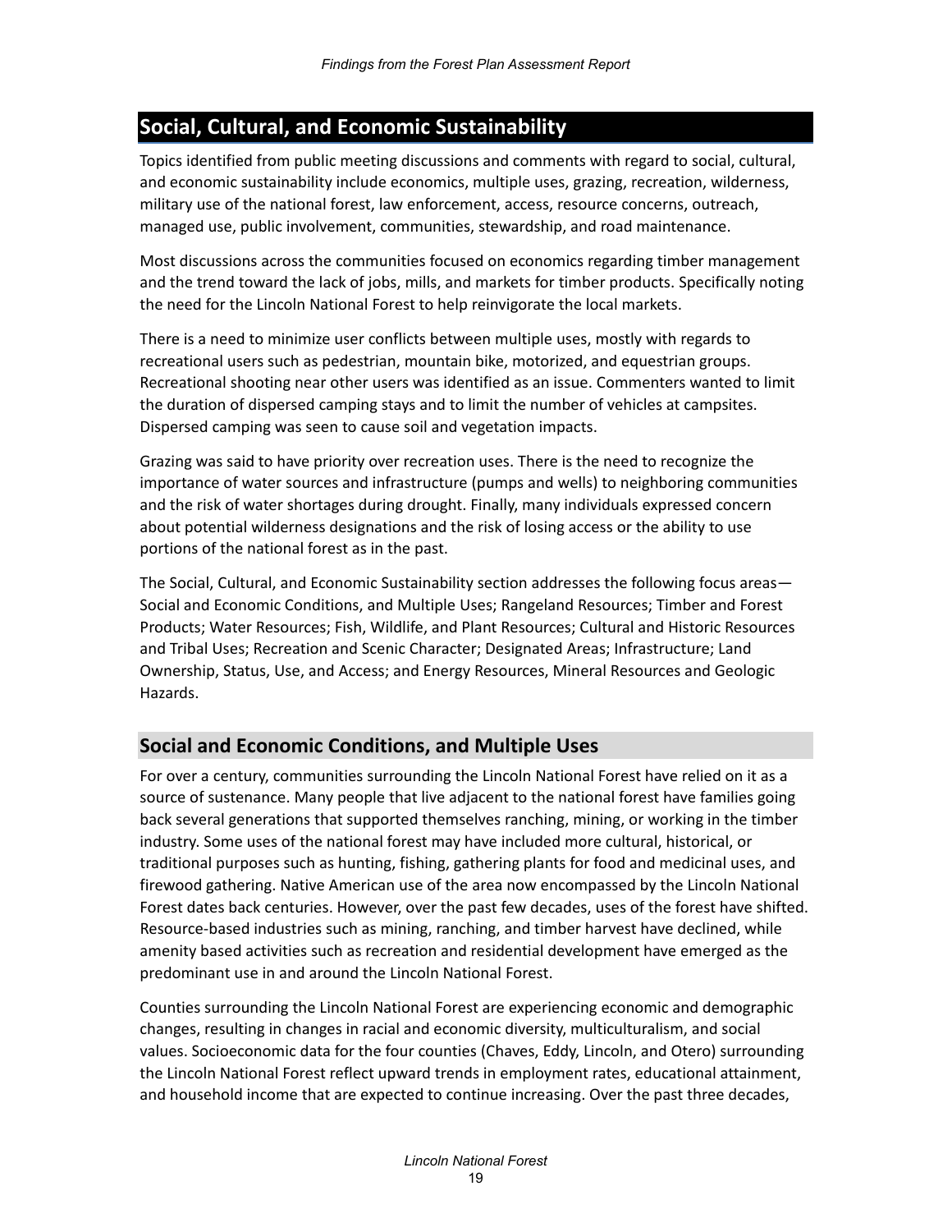## Social, Cultural, and Economic Sustainability

Topics identified from public meeting discussions and comments with regard to social, cultural, and economic sustainability include economics, multiple uses, grazing, recreation, wilderness, military use of the national forest, law enforcement, access, resource concerns, outreach, managed use, public involvement, communities, stewardship, and road maintenance.

Most discussions across the communities focused on economics regarding timber management and the trend toward the lack of jobs, mills, and markets for timber products. Specifically noting the need for the Lincoln National Forest to help reinvigorate the local markets.

There is a need to minimize user conflicts between multiple uses, mostly with regards to recreational users such as pedestrian, mountain bike, motorized, and equestrian groups. Recreational shooting near other users was identified as an issue. Commenters wanted to limit the duration of dispersed camping stays and to limit the number of vehicles at campsites. Dispersed camping was seen to cause soil and vegetation impacts.

Grazing was said to have priority over recreation uses. There is the need to recognize the importance of water sources and infrastructure (pumps and wells) to neighboring communities and the risk of water shortages during drought. Finally, many individuals expressed concern about potential wilderness designations and the risk of losing access or the ability to use portions of the national forest as in the past.

The Social, Cultural, and Economic Sustainability section addresses the following focus areas—Social and Economic Conditions, and Multiple Uses; Rangeland Resources; Timber and Forest Products; Water Resources; Fish, Wildlife, and Plant Resources; Cultural and Historic Resources and Tribal Uses; Recreation and Scenic Character; Designated Areas; Infrastructure; Land Ownership, Status, Use, and Access; and Energy Resources, Mineral Resources and Geologic Hazards.

### Social and Economic Conditions, and Multiple Uses

For over a century, communities surrounding the Lincoln National Forest have relied on it as a source of sustenance. Many people that live adjacent to the national forest have families going back several generations that supported themselves ranching, mining, or working in the timber industry. Some uses of the national forest may have included more cultural, historical, or traditional purposes such as hunting, fishing, gathering plants for food and medicinal uses, and firewood gathering. Native American use of the area now encompassed by the Lincoln National Forest dates back centuries. However, over the past few decades, uses of the forest have shifted. Resource-based industries such as mining, ranching, and timber harvest have declined, while amenity based activities such as recreation and residential development have emerged as the predominant use in and around the Lincoln National Forest.

Counties surrounding the Lincoln National Forest are experiencing economic and demographic changes, resulting in changes in racial and economic diversity, multiculturalism, and social values. Socioeconomic data for the four counties (Chaves, Eddy, Lincoln, and Otero) surrounding the Lincoln National Forest reflect upward trends in employment rates, educational attainment, and household income that are expected to continue increasing. Over the past three decades,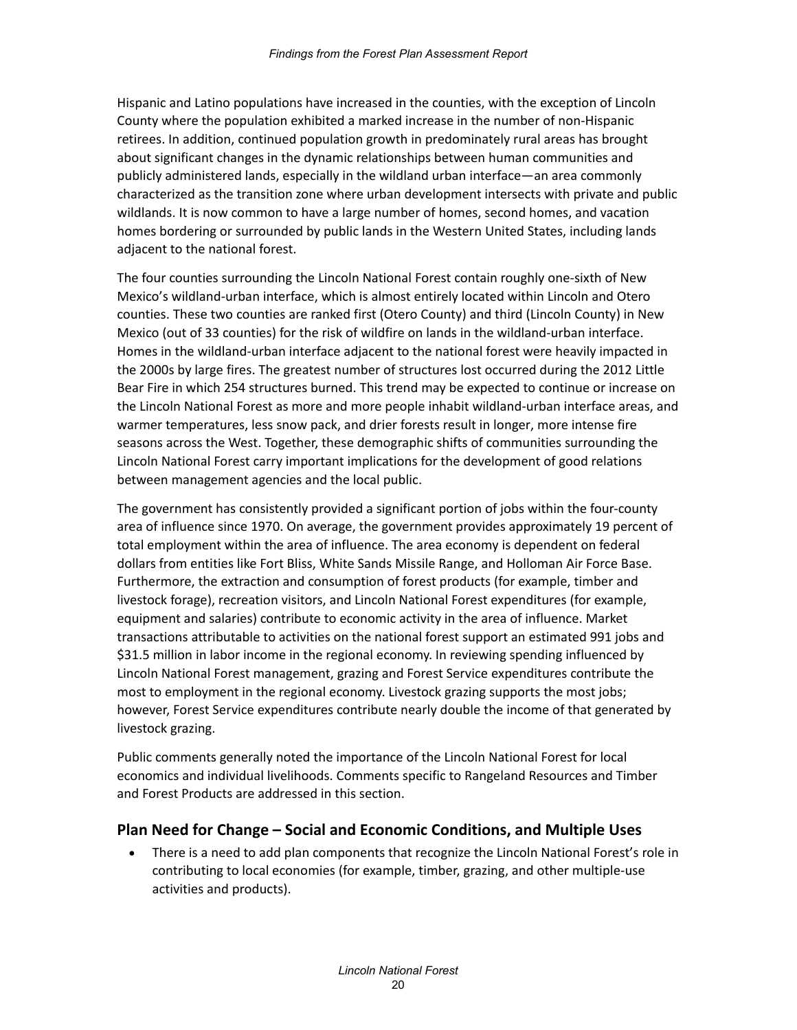Hispanic and Latino populations have increased in the counties, with the exception of Lincoln County where the population exhibited a marked increase in the number of non-Hispanic retirees. In addition, continued population growth in predominately rural areas has brought about significant changes in the dynamic relationships between human communities and publicly administered lands, especially in the wildland urban interface—an area commonly characterized as the transition zone where urban development intersects with private and public wildlands. It is now common to have a large number of homes, second homes, and vacation homes bordering or surrounded by public lands in the Western United States, including lands adjacent to the national forest.

The four counties surrounding the Lincoln National Forest contain roughly one-sixth of New Mexico's wildland-urban interface, which is almost entirely located within Lincoln and Otero counties. These two counties are ranked first (Otero County) and third (Lincoln County) in New Mexico (out of 33 counties) for the risk of wildfire on lands in the wildland-urban interface. Homes in the wildland-urban interface adjacent to the national forest were heavily impacted in the 2000s by large fires. The greatest number of structures lost occurred during the 2012 Little Bear Fire in which 254 structures burned. This trend may be expected to continue or increase on the Lincoln National Forest as more and more people inhabit wildland-urban interface areas, and warmer temperatures, less snow pack, and drier forests result in longer, more intense fire seasons across the West. Together, these demographic shifts of communities surrounding the Lincoln National Forest carry important implications for the development of good relations between management agencies and the local public.

The government has consistently provided a significant portion of jobs within the four-county area of influence since 1970. On average, the government provides approximately 19 percent of total employment within the area of influence. The area economy is dependent on federal dollars from entities like Fort Bliss, White Sands Missile Range, and Holloman Air Force Base. Furthermore, the extraction and consumption of forest products (for example, timber and livestock forage), recreation visitors, and Lincoln National Forest expenditures (for example, equipment and salaries) contribute to economic activity in the area of influence. Market transactions attributable to activities on the national forest support an estimated 991 jobs and $31.5 million in labor income in the regional economy. In reviewing spending influenced by Lincoln National Forest management, grazing and Forest Service expenditures contribute the most to employment in the regional economy. Livestock grazing supports the most jobs; however, Forest Service expenditures contribute nearly double the income of that generated by livestock grazing.

Public comments generally noted the importance of the Lincoln National Forest for local economics and individual livelihoods. Comments specific to Rangeland Resources and Timber and Forest Products are addressed in this section.

## Plan Need for Change – Social and Economic Conditions, and Multiple Uses

- There is a need to add plan components that recognize the Lincoln National Forest's role in contributing to local economies (for example, timber, grazing, and other multiple-use activities and products).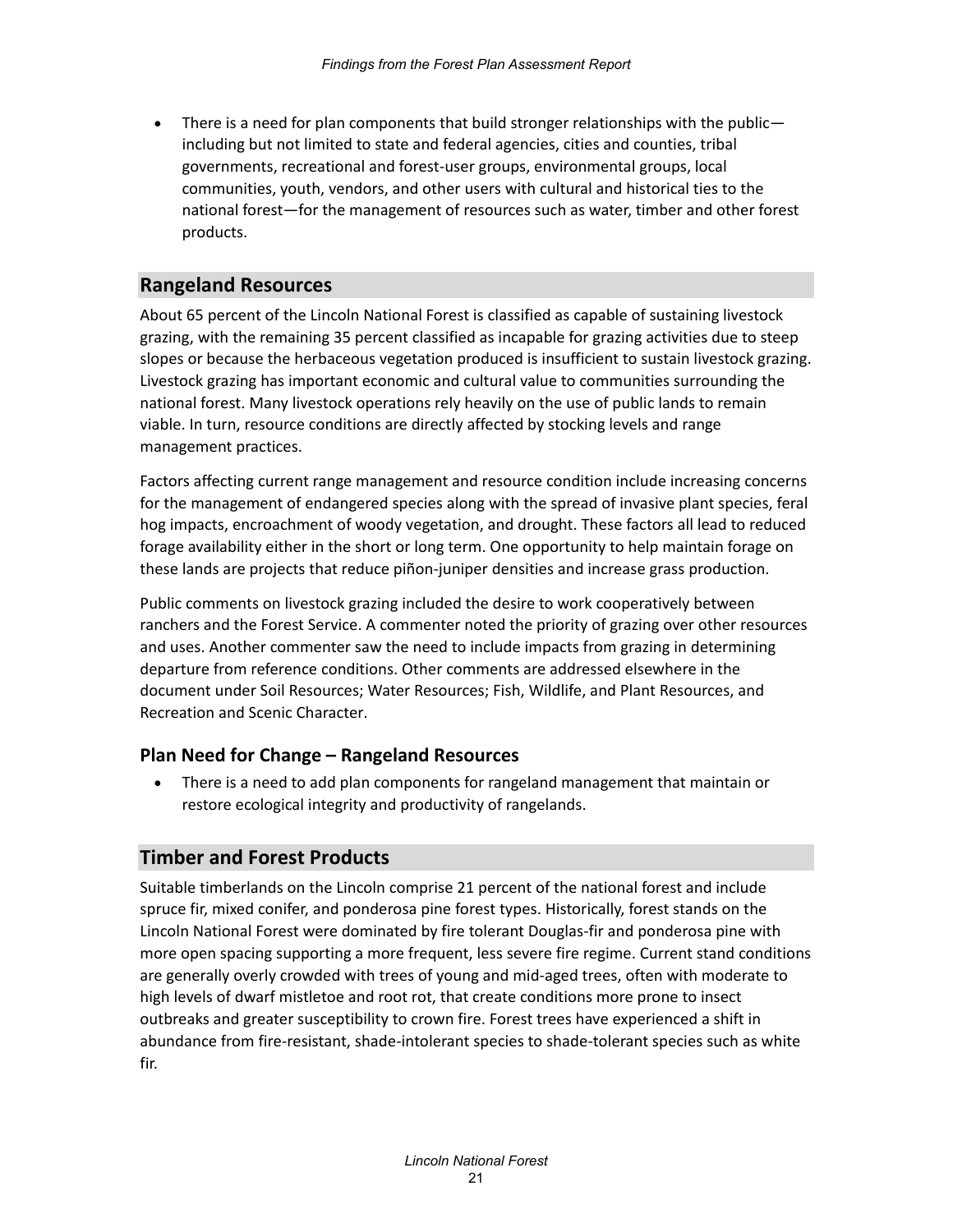- There is a need for plan components that build stronger relationships with the public—including but not limited to state and federal agencies, cities and counties, tribal governments, recreational and forest-user groups, environmental groups, local communities, youth, vendors, and other users with cultural and historical ties to the national forest—for the management of resources such as water, timber and other forest products.

## Rangeland Resources

About 65 percent of the Lincoln National Forest is classified as capable of sustaining livestock grazing, with the remaining 35 percent classified as incapable for grazing activities due to steep slopes or because the herbaceous vegetation produced is insufficient to sustain livestock grazing. Livestock grazing has important economic and cultural value to communities surrounding the national forest. Many livestock operations rely heavily on the use of public lands to remain viable. In turn, resource conditions are directly affected by stocking levels and range management practices.

Factors affecting current range management and resource condition include increasing concerns for the management of endangered species along with the spread of invasive plant species, feral hog impacts, encroachment of woody vegetation, and drought. These factors all lead to reduced forage availability either in the short or long term. One opportunity to help maintain forage on these lands are projects that reduce piñon-juniper densities and increase grass production.

Public comments on livestock grazing included the desire to work cooperatively between ranchers and the Forest Service. A commenter noted the priority of grazing over other resources and uses. Another commenter saw the need to include impacts from grazing in determining departure from reference conditions. Other comments are addressed elsewhere in the document under Soil Resources; Water Resources; Fish, Wildlife, and Plant Resources, and Recreation and Scenic Character.

### Plan Need for Change – Rangeland Resources

- There is a need to add plan components for rangeland management that maintain or restore ecological integrity and productivity of rangelands.

## Timber and Forest Products

Suitable timberlands on the Lincoln comprise 21 percent of the national forest and include spruce fir, mixed conifer, and ponderosa pine forest types. Historically, forest stands on the Lincoln National Forest were dominated by fire tolerant Douglas-fir and ponderosa pine with more open spacing supporting a more frequent, less severe fire regime. Current stand conditions are generally overly crowded with trees of young and mid-aged trees, often with moderate to high levels of dwarf mistletoe and root rot, that create conditions more prone to insect outbreaks and greater susceptibility to crown fire. Forest trees have experienced a shift in abundance from fire-resistant, shade-intolerant species to shade-tolerant species such as white fir.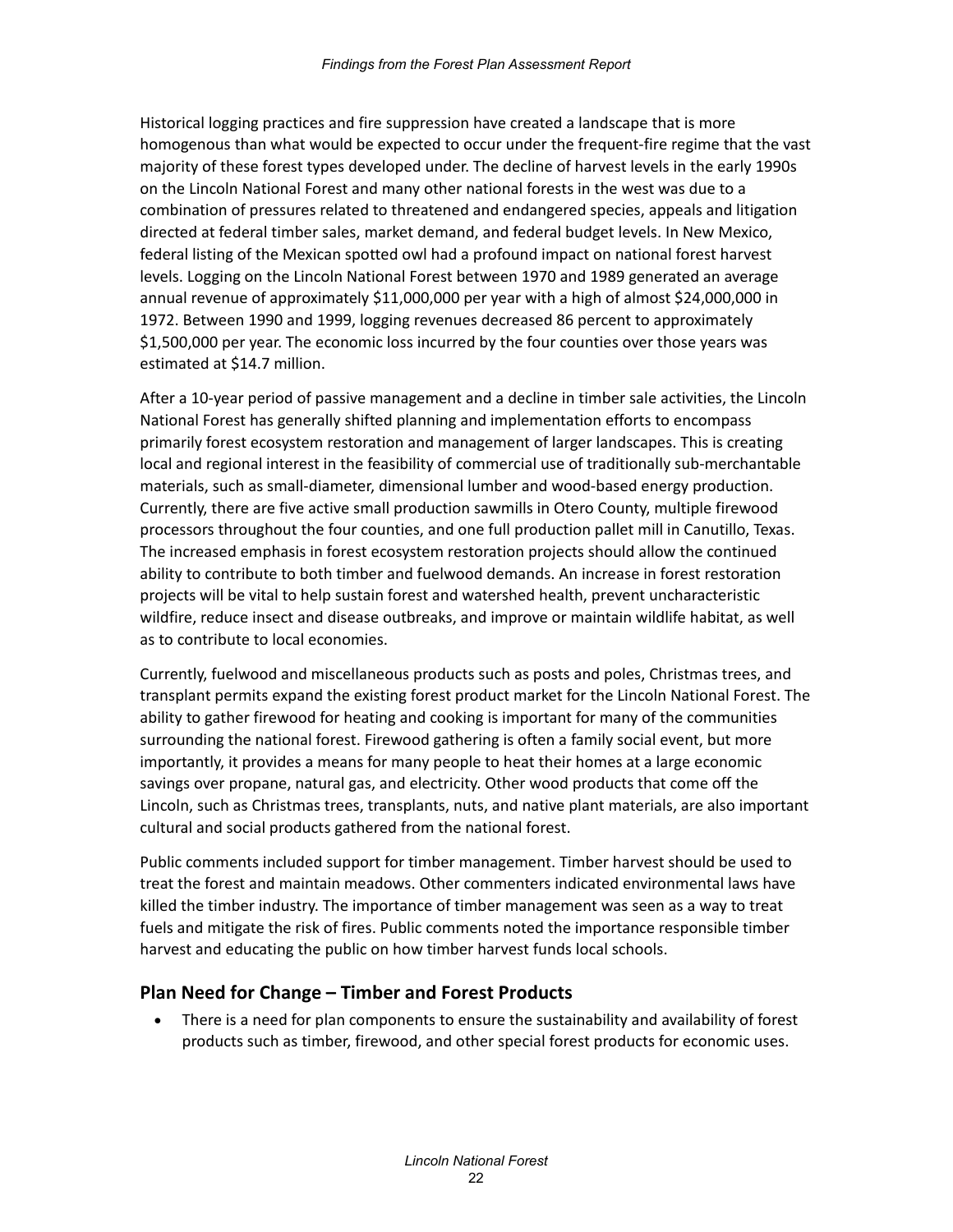Historical logging practices and fire suppression have created a landscape that is more homogenous than what would be expected to occur under the frequent-fire regime that the vast majority of these forest types developed under. The decline of harvest levels in the early 1990s on the Lincoln National Forest and many other national forests in the west was due to a combination of pressures related to threatened and endangered species, appeals and litigation directed at federal timber sales, market demand, and federal budget levels. In New Mexico, federal listing of the Mexican spotted owl had a profound impact on national forest harvest levels. Logging on the Lincoln National Forest between 1970 and 1989 generated an average annual revenue of approximately $11,000,000 per year with a high of almost $24,000,000 in 1972. Between 1990 and 1999, logging revenues decreased 86 percent to approximately $1,500,000 per year. The economic loss incurred by the four counties over those years was estimated at $14.7 million.

After a 10-year period of passive management and a decline in timber sale activities, the Lincoln National Forest has generally shifted planning and implementation efforts to encompass primarily forest ecosystem restoration and management of larger landscapes. This is creating local and regional interest in the feasibility of commercial use of traditionally sub-merchantable materials, such as small-diameter, dimensional lumber and wood-based energy production. Currently, there are five active small production sawmills in Otero County, multiple firewood processors throughout the four counties, and one full production pallet mill in Canutillo, Texas. The increased emphasis in forest ecosystem restoration projects should allow the continued ability to contribute to both timber and fuelwood demands. An increase in forest restoration projects will be vital to help sustain forest and watershed health, prevent uncharacteristic wildfire, reduce insect and disease outbreaks, and improve or maintain wildlife habitat, as well as to contribute to local economies.

Currently, fuelwood and miscellaneous products such as posts and poles, Christmas trees, and transplant permits expand the existing forest product market for the Lincoln National Forest. The ability to gather firewood for heating and cooking is important for many of the communities surrounding the national forest. Firewood gathering is often a family social event, but more importantly, it provides a means for many people to heat their homes at a large economic savings over propane, natural gas, and electricity. Other wood products that come off the Lincoln, such as Christmas trees, transplants, nuts, and native plant materials, are also important cultural and social products gathered from the national forest.

Public comments included support for timber management. Timber harvest should be used to treat the forest and maintain meadows. Other commenters indicated environmental laws have killed the timber industry. The importance of timber management was seen as a way to treat fuels and mitigate the risk of fires. Public comments noted the importance responsible timber harvest and educating the public on how timber harvest funds local schools.

## Plan Need for Change – Timber and Forest Products

- There is a need for plan components to ensure the sustainability and availability of forest products such as timber, firewood, and other special forest products for economic uses.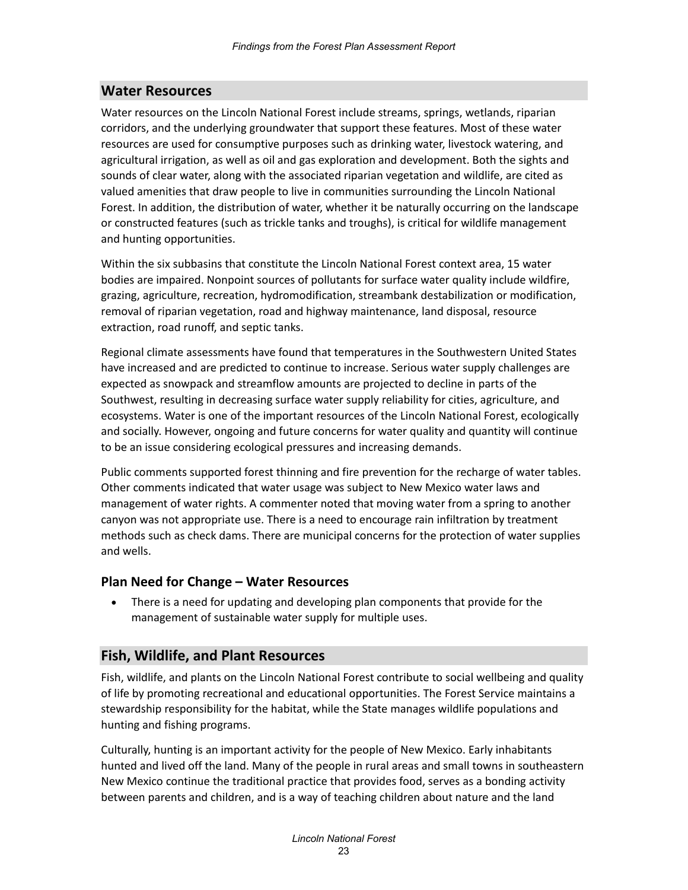## Water Resources

Water resources on the Lincoln National Forest include streams, springs, wetlands, riparian corridors, and the underlying groundwater that support these features. Most of these water resources are used for consumptive purposes such as drinking water, livestock watering, and agricultural irrigation, as well as oil and gas exploration and development. Both the sights and sounds of clear water, along with the associated riparian vegetation and wildlife, are cited as valued amenities that draw people to live in communities surrounding the Lincoln National Forest. In addition, the distribution of water, whether it be naturally occurring on the landscape or constructed features (such as trickle tanks and troughs), is critical for wildlife management and hunting opportunities.

Within the six subbasins that constitute the Lincoln National Forest context area, 15 water bodies are impaired. Nonpoint sources of pollutants for surface water quality include wildfire, grazing, agriculture, recreation, hydromodification, streambank destabilization or modification, removal of riparian vegetation, road and highway maintenance, land disposal, resource extraction, road runoff, and septic tanks.

Regional climate assessments have found that temperatures in the Southwestern United States have increased and are predicted to continue to increase. Serious water supply challenges are expected as snowpack and streamflow amounts are projected to decline in parts of the Southwest, resulting in decreasing surface water supply reliability for cities, agriculture, and ecosystems. Water is one of the important resources of the Lincoln National Forest, ecologically and socially. However, ongoing and future concerns for water quality and quantity will continue to be an issue considering ecological pressures and increasing demands.

Public comments supported forest thinning and fire prevention for the recharge of water tables. Other comments indicated that water usage was subject to New Mexico water laws and management of water rights. A commenter noted that moving water from a spring to another canyon was not appropriate use. There is a need to encourage rain infiltration by treatment methods such as check dams. There are municipal concerns for the protection of water supplies and wells.

### Plan Need for Change – Water Resources

- There is a need for updating and developing plan components that provide for the management of sustainable water supply for multiple uses.

## Fish, Wildlife, and Plant Resources

Fish, wildlife, and plants on the Lincoln National Forest contribute to social wellbeing and quality of life by promoting recreational and educational opportunities. The Forest Service maintains a stewardship responsibility for the habitat, while the State manages wildlife populations and hunting and fishing programs.

Culturally, hunting is an important activity for the people of New Mexico. Early inhabitants hunted and lived off the land. Many of the people in rural areas and small towns in southeastern New Mexico continue the traditional practice that provides food, serves as a bonding activity between parents and children, and is a way of teaching children about nature and the land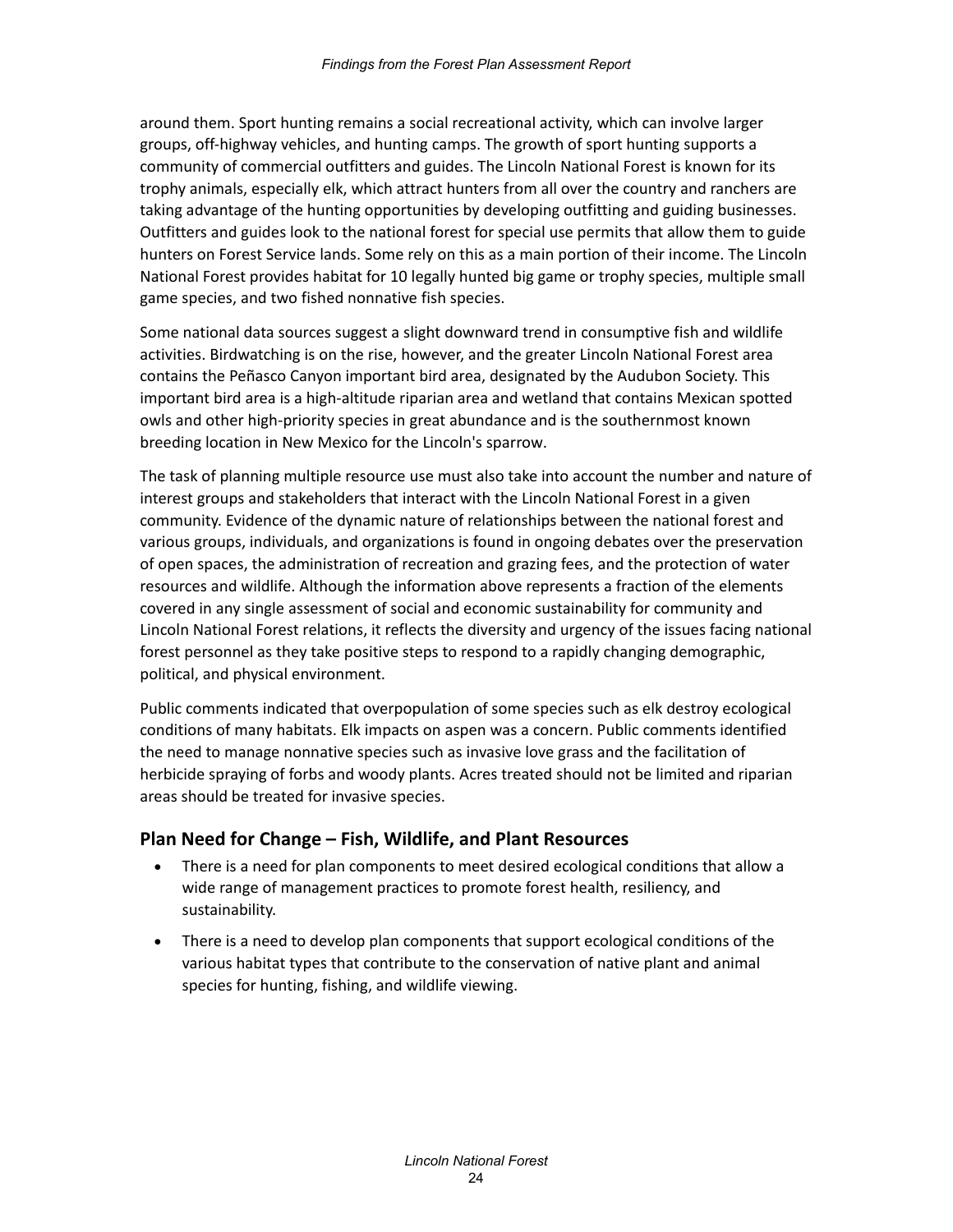around them. Sport hunting remains a social recreational activity, which can involve larger groups, off-highway vehicles, and hunting camps. The growth of sport hunting supports a community of commercial outfitters and guides. The Lincoln National Forest is known for its trophy animals, especially elk, which attract hunters from all over the country and ranchers are taking advantage of the hunting opportunities by developing outfitting and guiding businesses. Outfitters and guides look to the national forest for special use permits that allow them to guide hunters on Forest Service lands. Some rely on this as a main portion of their income. The Lincoln National Forest provides habitat for 10 legally hunted big game or trophy species, multiple small game species, and two fished nonnative fish species.

Some national data sources suggest a slight downward trend in consumptive fish and wildlife activities. Birdwatching is on the rise, however, and the greater Lincoln National Forest area contains the Peñasco Canyon important bird area, designated by the Audubon Society. This important bird area is a high-altitude riparian area and wetland that contains Mexican spotted owls and other high-priority species in great abundance and is the southernmost known breeding location in New Mexico for the Lincoln's sparrow.

The task of planning multiple resource use must also take into account the number and nature of interest groups and stakeholders that interact with the Lincoln National Forest in a given community. Evidence of the dynamic nature of relationships between the national forest and various groups, individuals, and organizations is found in ongoing debates over the preservation of open spaces, the administration of recreation and grazing fees, and the protection of water resources and wildlife. Although the information above represents a fraction of the elements covered in any single assessment of social and economic sustainability for community and Lincoln National Forest relations, it reflects the diversity and urgency of the issues facing national forest personnel as they take positive steps to respond to a rapidly changing demographic, political, and physical environment.

Public comments indicated that overpopulation of some species such as elk destroy ecological conditions of many habitats. Elk impacts on aspen was a concern. Public comments identified the need to manage nonnative species such as invasive love grass and the facilitation of herbicide spraying of forbs and woody plants. Acres treated should not be limited and riparian areas should be treated for invasive species.

## Plan Need for Change – Fish, Wildlife, and Plant Resources

- There is a need for plan components to meet desired ecological conditions that allow a wide range of management practices to promote forest health, resiliency, and sustainability.
- There is a need to develop plan components that support ecological conditions of the various habitat types that contribute to the conservation of native plant and animal species for hunting, fishing, and wildlife viewing.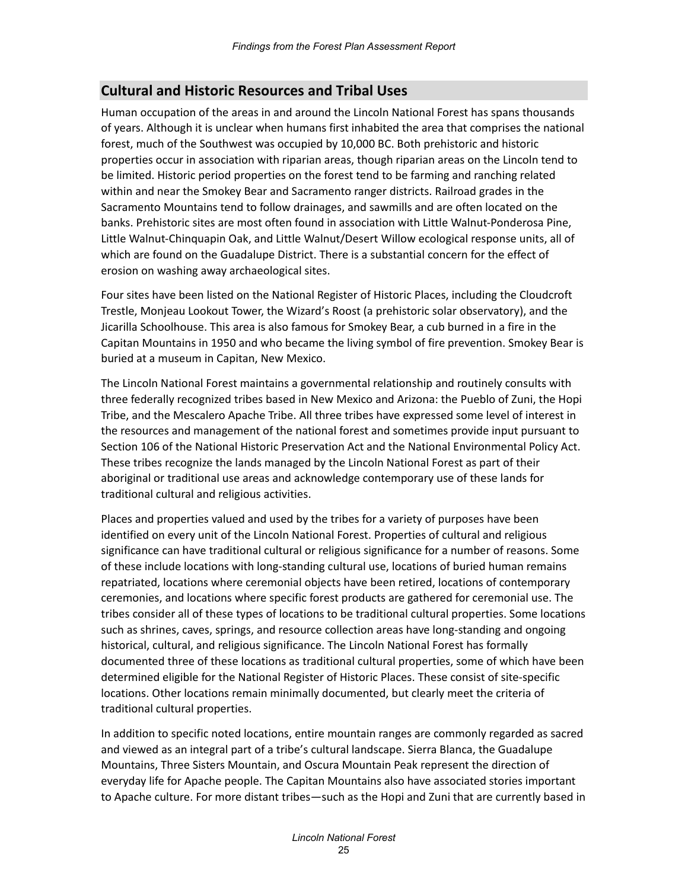## Cultural and Historic Resources and Tribal Uses

Human occupation of the areas in and around the Lincoln National Forest has spans thousands of years. Although it is unclear when humans first inhabited the area that comprises the national forest, much of the Southwest was occupied by 10,000 BC. Both prehistoric and historic properties occur in association with riparian areas, though riparian areas on the Lincoln tend to be limited. Historic period properties on the forest tend to be farming and ranching related within and near the Smokey Bear and Sacramento ranger districts. Railroad grades in the Sacramento Mountains tend to follow drainages, and sawmills and are often located on the banks. Prehistoric sites are most often found in association with Little Walnut-Ponderosa Pine, Little Walnut-Chinquapin Oak, and Little Walnut/Desert Willow ecological response units, all of which are found on the Guadalupe District. There is a substantial concern for the effect of erosion on washing away archaeological sites.

Four sites have been listed on the National Register of Historic Places, including the Cloudcroft Trestle, Monjeau Lookout Tower, the Wizard's Roost (a prehistoric solar observatory), and the Jicarilla Schoolhouse. This area is also famous for Smokey Bear, a cub burned in a fire in the Capitan Mountains in 1950 and who became the living symbol of fire prevention. Smokey Bear is buried at a museum in Capitan, New Mexico.

The Lincoln National Forest maintains a governmental relationship and routinely consults with three federally recognized tribes based in New Mexico and Arizona: the Pueblo of Zuni, the Hopi Tribe, and the Mescalero Apache Tribe. All three tribes have expressed some level of interest in the resources and management of the national forest and sometimes provide input pursuant to Section 106 of the National Historic Preservation Act and the National Environmental Policy Act. These tribes recognize the lands managed by the Lincoln National Forest as part of their aboriginal or traditional use areas and acknowledge contemporary use of these lands for traditional cultural and religious activities.

Places and properties valued and used by the tribes for a variety of purposes have been identified on every unit of the Lincoln National Forest. Properties of cultural and religious significance can have traditional cultural or religious significance for a number of reasons. Some of these include locations with long-standing cultural use, locations of buried human remains repatriated, locations where ceremonial objects have been retired, locations of contemporary ceremonies, and locations where specific forest products are gathered for ceremonial use. The tribes consider all of these types of locations to be traditional cultural properties. Some locations such as shrines, caves, springs, and resource collection areas have long-standing and ongoing historical, cultural, and religious significance. The Lincoln National Forest has formally documented three of these locations as traditional cultural properties, some of which have been determined eligible for the National Register of Historic Places. These consist of site-specific locations. Other locations remain minimally documented, but clearly meet the criteria of traditional cultural properties.

In addition to specific noted locations, entire mountain ranges are commonly regarded as sacred and viewed as an integral part of a tribe's cultural landscape. Sierra Blanca, the Guadalupe Mountains, Three Sisters Mountain, and Oscura Mountain Peak represent the direction of everyday life for Apache people. The Capitan Mountains also have associated stories important to Apache culture. For more distant tribes—such as the Hopi and Zuni that are currently based in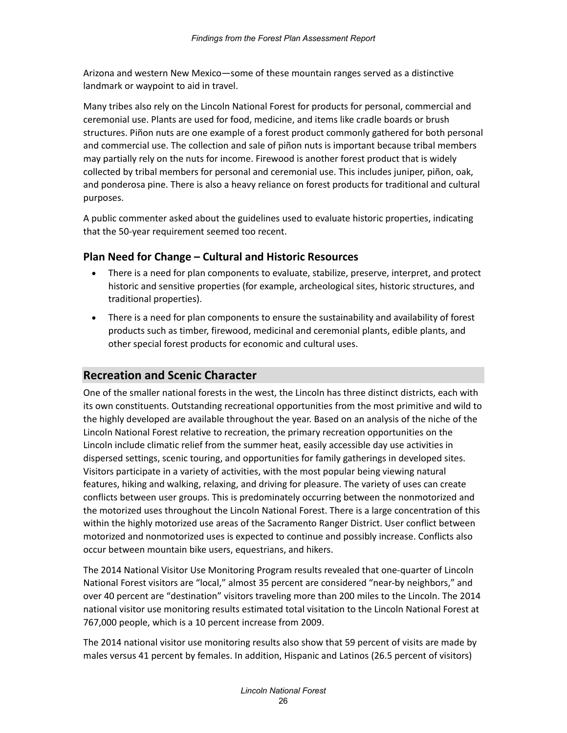Arizona and western New Mexico—some of these mountain ranges served as a distinctive landmark or waypoint to aid in travel.

Many tribes also rely on the Lincoln National Forest for products for personal, commercial and ceremonial use. Plants are used for food, medicine, and items like cradle boards or brush structures. Piñon nuts are one example of a forest product commonly gathered for both personal and commercial use. The collection and sale of piñon nuts is important because tribal members may partially rely on the nuts for income. Firewood is another forest product that is widely collected by tribal members for personal and ceremonial use. This includes juniper, piñon, oak, and ponderosa pine. There is also a heavy reliance on forest products for traditional and cultural purposes.

A public commenter asked about the guidelines used to evaluate historic properties, indicating that the 50-year requirement seemed too recent.

### Plan Need for Change – Cultural and Historic Resources

- There is a need for plan components to evaluate, stabilize, preserve, interpret, and protect historic and sensitive properties (for example, archeological sites, historic structures, and traditional properties).
- There is a need for plan components to ensure the sustainability and availability of forest products such as timber, firewood, medicinal and ceremonial plants, edible plants, and other special forest products for economic and cultural uses.

## Recreation and Scenic Character

One of the smaller national forests in the west, the Lincoln has three distinct districts, each with its own constituents. Outstanding recreational opportunities from the most primitive and wild to the highly developed are available throughout the year. Based on an analysis of the niche of the Lincoln National Forest relative to recreation, the primary recreation opportunities on the Lincoln include climatic relief from the summer heat, easily accessible day use activities in dispersed settings, scenic touring, and opportunities for family gatherings in developed sites. Visitors participate in a variety of activities, with the most popular being viewing natural features, hiking and walking, relaxing, and driving for pleasure. The variety of uses can create conflicts between user groups. This is predominately occurring between the nonmotorized and the motorized uses throughout the Lincoln National Forest. There is a large concentration of this within the highly motorized use areas of the Sacramento Ranger District. User conflict between motorized and nonmotorized uses is expected to continue and possibly increase. Conflicts also occur between mountain bike users, equestrians, and hikers.

The 2014 National Visitor Use Monitoring Program results revealed that one-quarter of Lincoln National Forest visitors are "local," almost 35 percent are considered "near-by neighbors," and over 40 percent are "destination" visitors traveling more than 200 miles to the Lincoln. The 2014 national visitor use monitoring results estimated total visitation to the Lincoln National Forest at 767,000 people, which is a 10 percent increase from 2009.

The 2014 national visitor use monitoring results also show that 59 percent of visits are made by males versus 41 percent by females. In addition, Hispanic and Latinos (26.5 percent of visitors)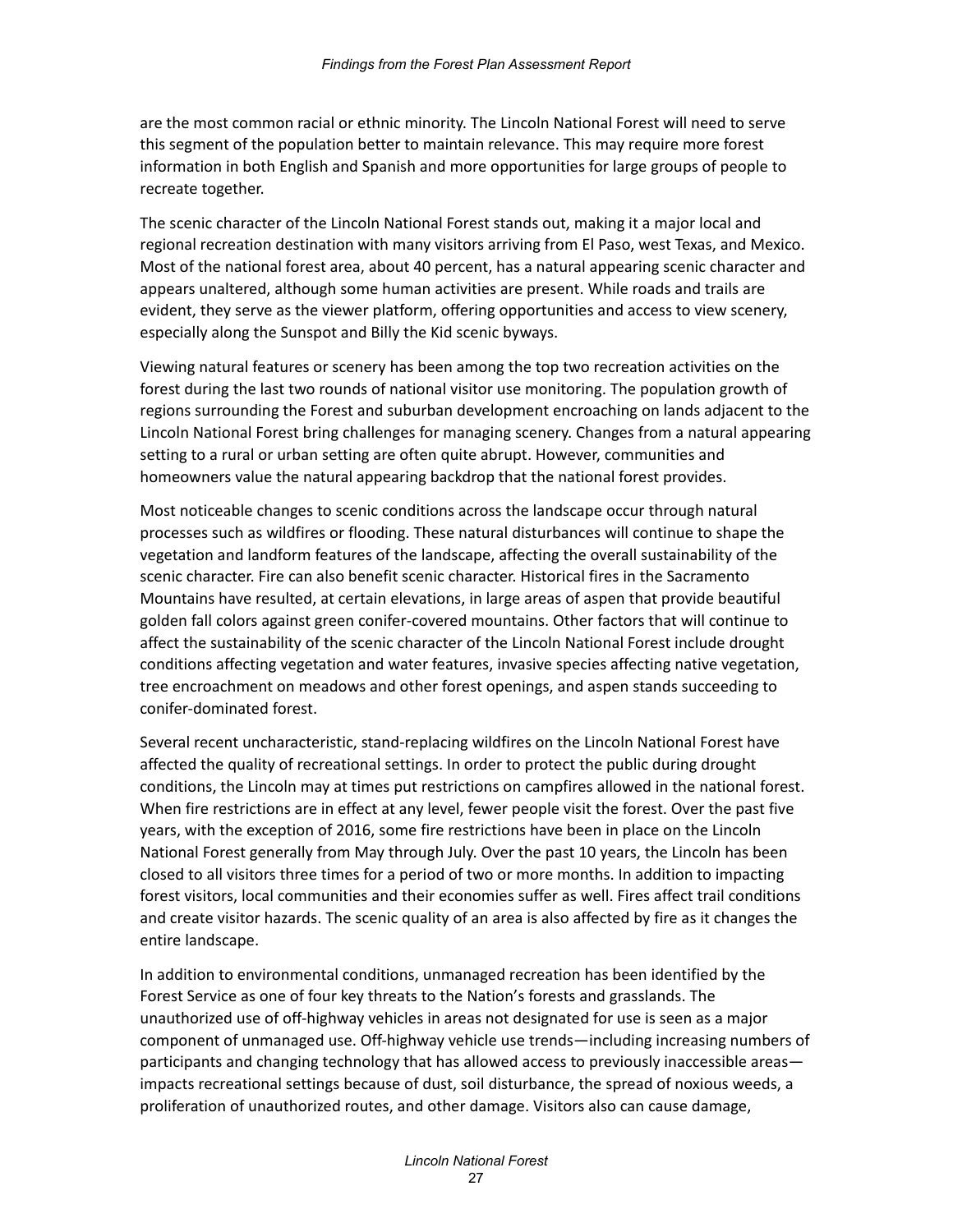are the most common racial or ethnic minority. The Lincoln National Forest will need to serve this segment of the population better to maintain relevance. This may require more forest information in both English and Spanish and more opportunities for large groups of people to recreate together.

The scenic character of the Lincoln National Forest stands out, making it a major local and regional recreation destination with many visitors arriving from El Paso, west Texas, and Mexico. Most of the national forest area, about 40 percent, has a natural appearing scenic character and appears unaltered, although some human activities are present. While roads and trails are evident, they serve as the viewer platform, offering opportunities and access to view scenery, especially along the Sunspot and Billy the Kid scenic byways.

Viewing natural features or scenery has been among the top two recreation activities on the forest during the last two rounds of national visitor use monitoring. The population growth of regions surrounding the Forest and suburban development encroaching on lands adjacent to the Lincoln National Forest bring challenges for managing scenery. Changes from a natural appearing setting to a rural or urban setting are often quite abrupt. However, communities and homeowners value the natural appearing backdrop that the national forest provides.

Most noticeable changes to scenic conditions across the landscape occur through natural processes such as wildfires or flooding. These natural disturbances will continue to shape the vegetation and landform features of the landscape, affecting the overall sustainability of the scenic character. Fire can also benefit scenic character. Historical fires in the Sacramento Mountains have resulted, at certain elevations, in large areas of aspen that provide beautiful golden fall colors against green conifer-covered mountains. Other factors that will continue to affect the sustainability of the scenic character of the Lincoln National Forest include drought conditions affecting vegetation and water features, invasive species affecting native vegetation, tree encroachment on meadows and other forest openings, and aspen stands succeeding to conifer-dominated forest.

Several recent uncharacteristic, stand-replacing wildfires on the Lincoln National Forest have affected the quality of recreational settings. In order to protect the public during drought conditions, the Lincoln may at times put restrictions on campfires allowed in the national forest. When fire restrictions are in effect at any level, fewer people visit the forest. Over the past five years, with the exception of 2016, some fire restrictions have been in place on the Lincoln National Forest generally from May through July. Over the past 10 years, the Lincoln has been closed to all visitors three times for a period of two or more months. In addition to impacting forest visitors, local communities and their economies suffer as well. Fires affect trail conditions and create visitor hazards. The scenic quality of an area is also affected by fire as it changes the entire landscape.

In addition to environmental conditions, unmanaged recreation has been identified by the Forest Service as one of four key threats to the Nation's forests and grasslands. The unauthorized use of off-highway vehicles in areas not designated for use is seen as a major component of unmanaged use. Off-highway vehicle use trends—including increasing numbers of participants and changing technology that has allowed access to previously inaccessible areas—impacts recreational settings because of dust, soil disturbance, the spread of noxious weeds, a proliferation of unauthorized routes, and other damage. Visitors also can cause damage,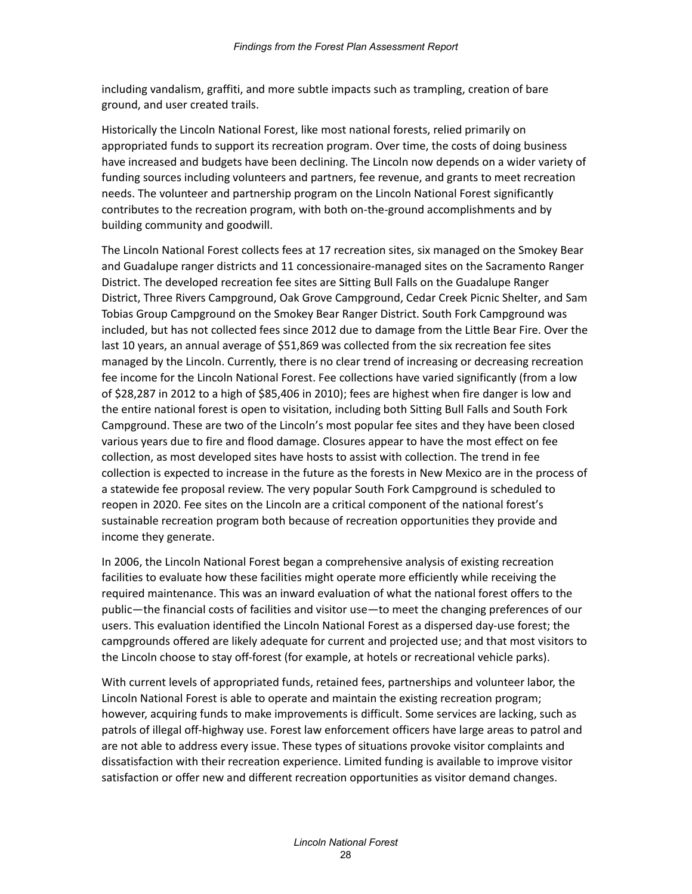including vandalism, graffiti, and more subtle impacts such as trampling, creation of bare ground, and user created trails.

Historically the Lincoln National Forest, like most national forests, relied primarily on appropriated funds to support its recreation program. Over time, the costs of doing business have increased and budgets have been declining. The Lincoln now depends on a wider variety of funding sources including volunteers and partners, fee revenue, and grants to meet recreation needs. The volunteer and partnership program on the Lincoln National Forest significantly contributes to the recreation program, with both on-the-ground accomplishments and by building community and goodwill.

The Lincoln National Forest collects fees at 17 recreation sites, six managed on the Smokey Bear and Guadalupe ranger districts and 11 concessionaire-managed sites on the Sacramento Ranger District. The developed recreation fee sites are Sitting Bull Falls on the Guadalupe Ranger District, Three Rivers Campground, Oak Grove Campground, Cedar Creek Picnic Shelter, and Sam Tobias Group Campground on the Smokey Bear Ranger District. South Fork Campground was included, but has not collected fees since 2012 due to damage from the Little Bear Fire. Over the last 10 years, an annual average of $51,869 was collected from the six recreation fee sites managed by the Lincoln. Currently, there is no clear trend of increasing or decreasing recreation fee income for the Lincoln National Forest. Fee collections have varied significantly (from a low of $28,287 in 2012 to a high of $85,406 in 2010); fees are highest when fire danger is low and the entire national forest is open to visitation, including both Sitting Bull Falls and South Fork Campground. These are two of the Lincoln's most popular fee sites and they have been closed various years due to fire and flood damage. Closures appear to have the most effect on fee collection, as most developed sites have hosts to assist with collection. The trend in fee collection is expected to increase in the future as the forests in New Mexico are in the process of a statewide fee proposal review. The very popular South Fork Campground is scheduled to reopen in 2020. Fee sites on the Lincoln are a critical component of the national forest's sustainable recreation program both because of recreation opportunities they provide and income they generate.

In 2006, the Lincoln National Forest began a comprehensive analysis of existing recreation facilities to evaluate how these facilities might operate more efficiently while receiving the required maintenance. This was an inward evaluation of what the national forest offers to the public—the financial costs of facilities and visitor use—to meet the changing preferences of our users. This evaluation identified the Lincoln National Forest as a dispersed day-use forest; the campgrounds offered are likely adequate for current and projected use; and that most visitors to the Lincoln choose to stay off-forest (for example, at hotels or recreational vehicle parks).

With current levels of appropriated funds, retained fees, partnerships and volunteer labor, the Lincoln National Forest is able to operate and maintain the existing recreation program; however, acquiring funds to make improvements is difficult. Some services are lacking, such as patrols of illegal off-highway use. Forest law enforcement officers have large areas to patrol and are not able to address every issue. These types of situations provoke visitor complaints and dissatisfaction with their recreation experience. Limited funding is available to improve visitor satisfaction or offer new and different recreation opportunities as visitor demand changes.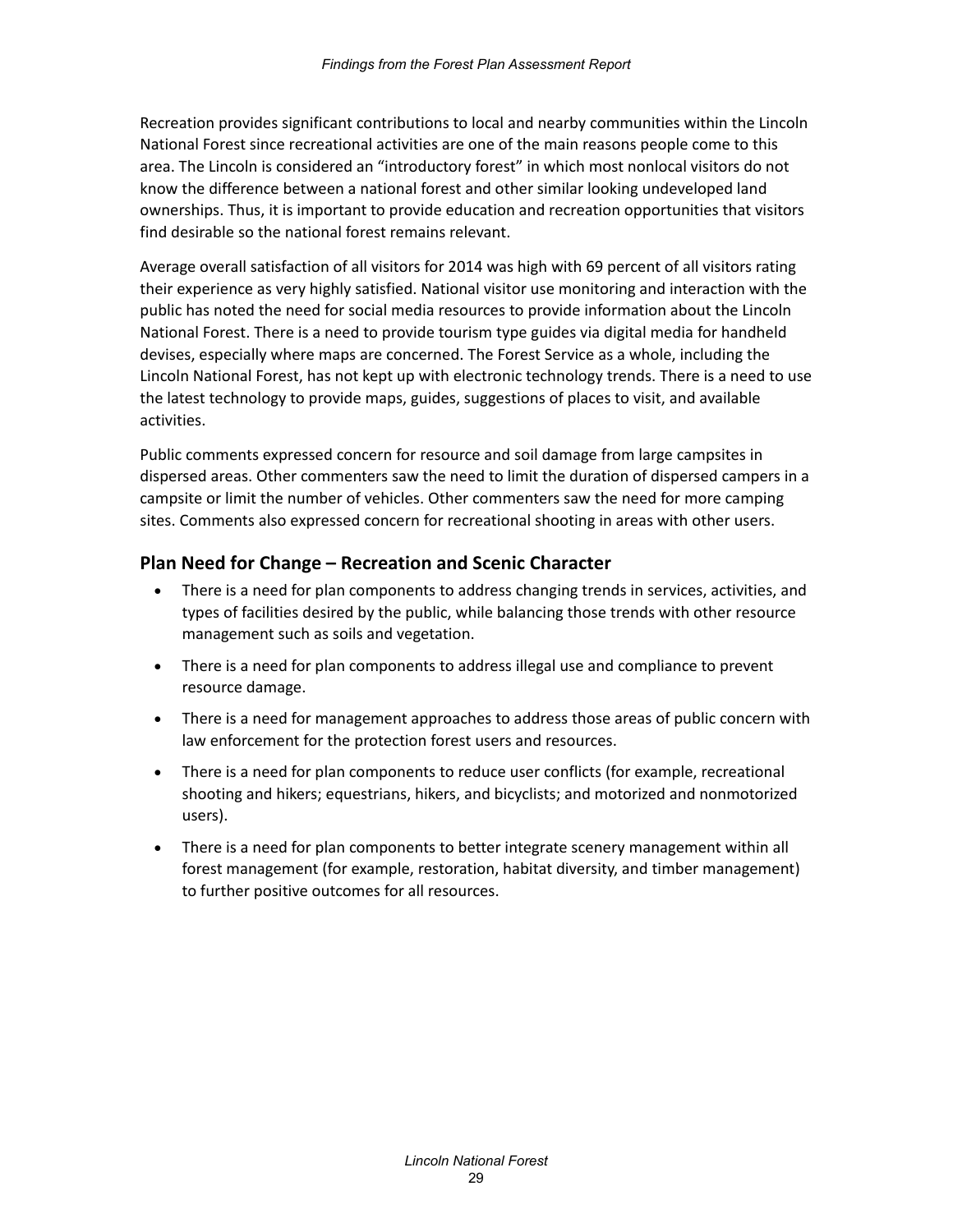Recreation provides significant contributions to local and nearby communities within the Lincoln National Forest since recreational activities are one of the main reasons people come to this area. The Lincoln is considered an "introductory forest" in which most nonlocal visitors do not know the difference between a national forest and other similar looking undeveloped land ownerships. Thus, it is important to provide education and recreation opportunities that visitors find desirable so the national forest remains relevant.

Average overall satisfaction of all visitors for 2014 was high with 69 percent of all visitors rating their experience as very highly satisfied. National visitor use monitoring and interaction with the public has noted the need for social media resources to provide information about the Lincoln National Forest. There is a need to provide tourism type guides via digital media for handheld devises, especially where maps are concerned. The Forest Service as a whole, including the Lincoln National Forest, has not kept up with electronic technology trends. There is a need to use the latest technology to provide maps, guides, suggestions of places to visit, and available activities.

Public comments expressed concern for resource and soil damage from large campsites in dispersed areas. Other commenters saw the need to limit the duration of dispersed campers in a campsite or limit the number of vehicles. Other commenters saw the need for more camping sites. Comments also expressed concern for recreational shooting in areas with other users.

## Plan Need for Change – Recreation and Scenic Character

- There is a need for plan components to address changing trends in services, activities, and types of facilities desired by the public, while balancing those trends with other resource management such as soils and vegetation.
- There is a need for plan components to address illegal use and compliance to prevent resource damage.
- There is a need for management approaches to address those areas of public concern with law enforcement for the protection forest users and resources.
- There is a need for plan components to reduce user conflicts (for example, recreational shooting and hikers; equestrians, hikers, and bicyclists; and motorized and nonmotorized users).
- There is a need for plan components to better integrate scenery management within all forest management (for example, restoration, habitat diversity, and timber management) to further positive outcomes for all resources.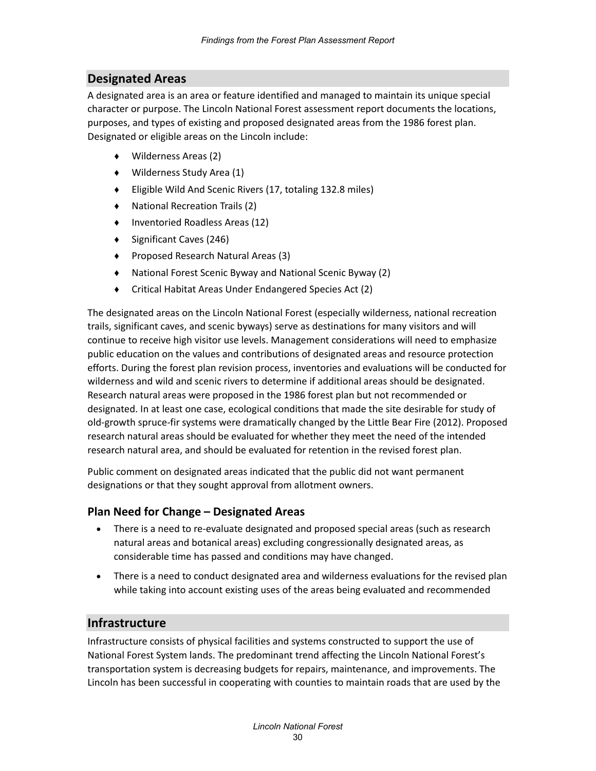## Designated Areas

A designated area is an area or feature identified and managed to maintain its unique special character or purpose. The Lincoln National Forest assessment report documents the locations, purposes, and types of existing and proposed designated areas from the 1986 forest plan. Designated or eligible areas on the Lincoln include:

- Wilderness Areas (2)
- Wilderness Study Area (1)
- Eligible Wild And Scenic Rivers (17, totaling 132.8 miles)
- National Recreation Trails (2)
- Inventoried Roadless Areas (12)
- Significant Caves (246)
- Proposed Research Natural Areas (3)
- National Forest Scenic Byway and National Scenic Byway (2)
- Critical Habitat Areas Under Endangered Species Act (2)

The designated areas on the Lincoln National Forest (especially wilderness, national recreation trails, significant caves, and scenic byways) serve as destinations for many visitors and will continue to receive high visitor use levels. Management considerations will need to emphasize public education on the values and contributions of designated areas and resource protection efforts. During the forest plan revision process, inventories and evaluations will be conducted for wilderness and wild and scenic rivers to determine if additional areas should be designated. Research natural areas were proposed in the 1986 forest plan but not recommended or designated. In at least one case, ecological conditions that made the site desirable for study of old-growth spruce-fir systems were dramatically changed by the Little Bear Fire (2012). Proposed research natural areas should be evaluated for whether they meet the need of the intended research natural area, and should be evaluated for retention in the revised forest plan.

Public comment on designated areas indicated that the public did not want permanent designations or that they sought approval from allotment owners.

### Plan Need for Change – Designated Areas

- There is a need to re-evaluate designated and proposed special areas (such as research natural areas and botanical areas) excluding congressionally designated areas, as considerable time has passed and conditions may have changed.
- There is a need to conduct designated area and wilderness evaluations for the revised plan while taking into account existing uses of the areas being evaluated and recommended

## Infrastructure

Infrastructure consists of physical facilities and systems constructed to support the use of National Forest System lands. The predominant trend affecting the Lincoln National Forest's transportation system is decreasing budgets for repairs, maintenance, and improvements. The Lincoln has been successful in cooperating with counties to maintain roads that are used by the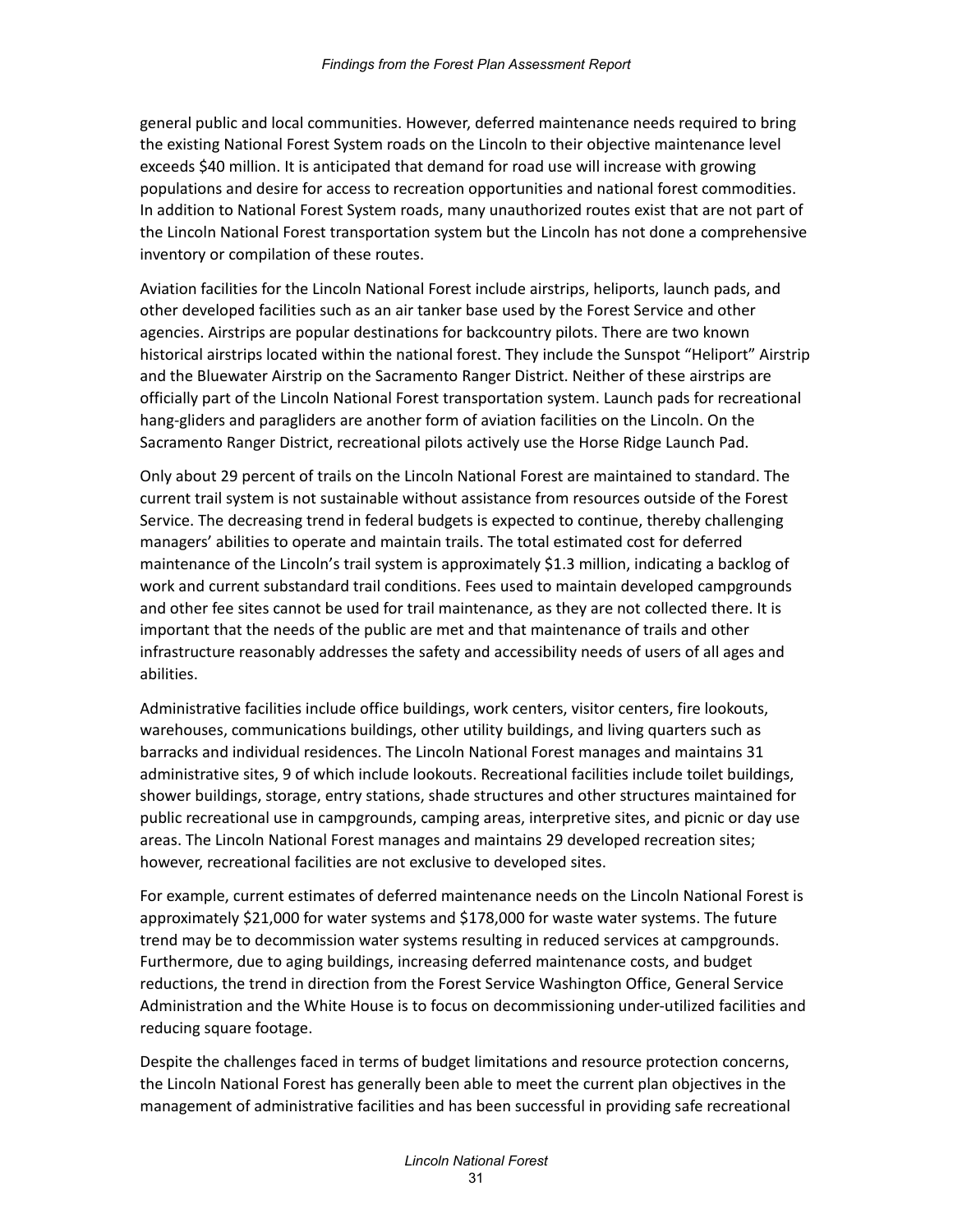general public and local communities. However, deferred maintenance needs required to bring the existing National Forest System roads on the Lincoln to their objective maintenance level exceeds $40 million. It is anticipated that demand for road use will increase with growing populations and desire for access to recreation opportunities and national forest commodities. In addition to National Forest System roads, many unauthorized routes exist that are not part of the Lincoln National Forest transportation system but the Lincoln has not done a comprehensive inventory or compilation of these routes.

Aviation facilities for the Lincoln National Forest include airstrips, heliports, launch pads, and other developed facilities such as an air tanker base used by the Forest Service and other agencies. Airstrips are popular destinations for backcountry pilots. There are two known historical airstrips located within the national forest. They include the Sunspot "Heliport" Airstrip and the Bluewater Airstrip on the Sacramento Ranger District. Neither of these airstrips are officially part of the Lincoln National Forest transportation system. Launch pads for recreational hang-gliders and paragliders are another form of aviation facilities on the Lincoln. On the Sacramento Ranger District, recreational pilots actively use the Horse Ridge Launch Pad.

Only about 29 percent of trails on the Lincoln National Forest are maintained to standard. The current trail system is not sustainable without assistance from resources outside of the Forest Service. The decreasing trend in federal budgets is expected to continue, thereby challenging managers' abilities to operate and maintain trails. The total estimated cost for deferred maintenance of the Lincoln's trail system is approximately $1.3 million, indicating a backlog of work and current substandard trail conditions. Fees used to maintain developed campgrounds and other fee sites cannot be used for trail maintenance, as they are not collected there. It is important that the needs of the public are met and that maintenance of trails and other infrastructure reasonably addresses the safety and accessibility needs of users of all ages and abilities.

Administrative facilities include office buildings, work centers, visitor centers, fire lookouts, warehouses, communications buildings, other utility buildings, and living quarters such as barracks and individual residences. The Lincoln National Forest manages and maintains 31 administrative sites, 9 of which include lookouts. Recreational facilities include toilet buildings, shower buildings, storage, entry stations, shade structures and other structures maintained for public recreational use in campgrounds, camping areas, interpretive sites, and picnic or day use areas. The Lincoln National Forest manages and maintains 29 developed recreation sites; however, recreational facilities are not exclusive to developed sites.

For example, current estimates of deferred maintenance needs on the Lincoln National Forest is approximately $21,000 for water systems and $178,000 for waste water systems. The future trend may be to decommission water systems resulting in reduced services at campgrounds. Furthermore, due to aging buildings, increasing deferred maintenance costs, and budget reductions, the trend in direction from the Forest Service Washington Office, General Service Administration and the White House is to focus on decommissioning under-utilized facilities and reducing square footage.

Despite the challenges faced in terms of budget limitations and resource protection concerns, the Lincoln National Forest has generally been able to meet the current plan objectives in the management of administrative facilities and has been successful in providing safe recreational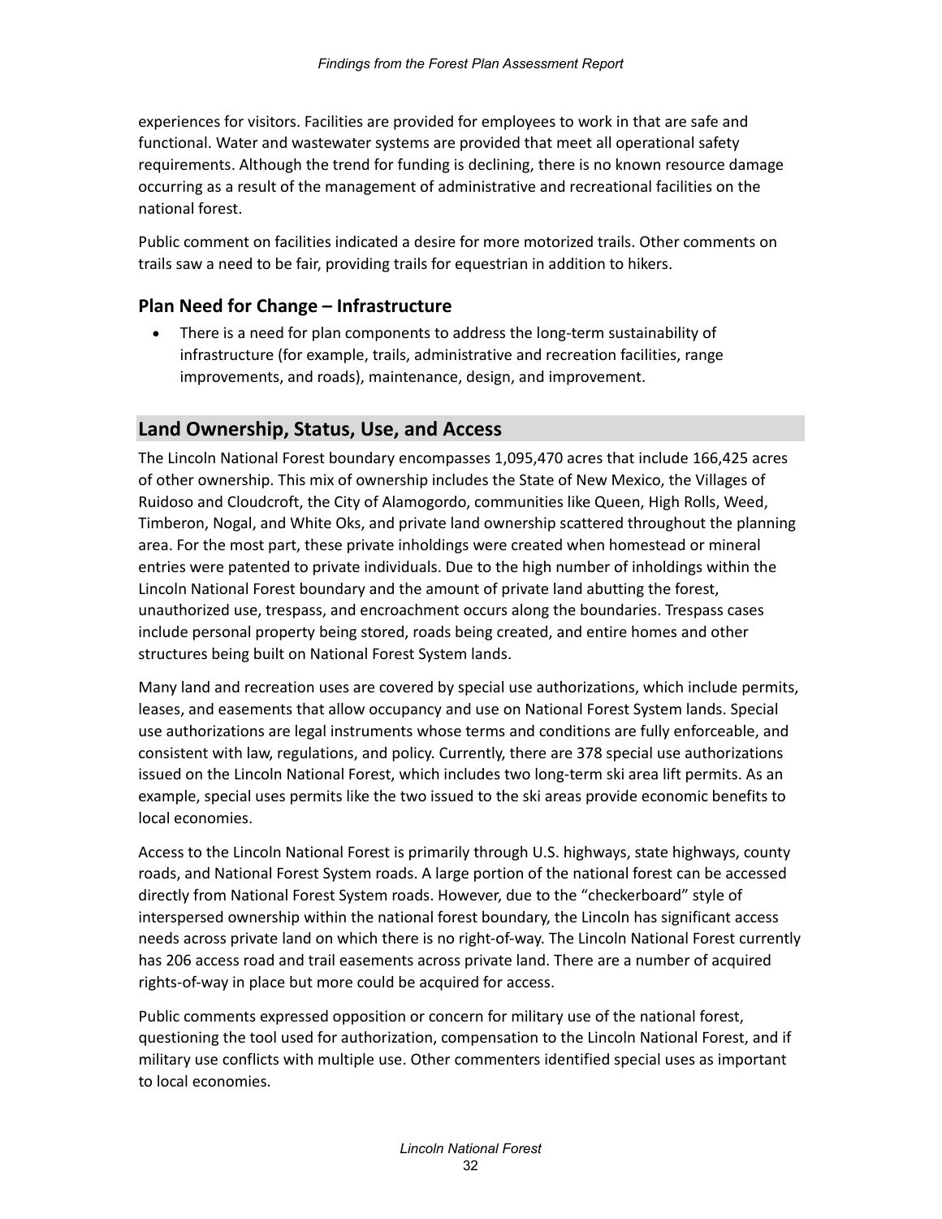experiences for visitors. Facilities are provided for employees to work in that are safe and functional. Water and wastewater systems are provided that meet all operational safety requirements. Although the trend for funding is declining, there is no known resource damage occurring as a result of the management of administrative and recreational facilities on the national forest.

Public comment on facilities indicated a desire for more motorized trails. Other comments on trails saw a need to be fair, providing trails for equestrian in addition to hikers.

### Plan Need for Change – Infrastructure

- There is a need for plan components to address the long-term sustainability of infrastructure (for example, trails, administrative and recreation facilities, range improvements, and roads), maintenance, design, and improvement.

## Land Ownership, Status, Use, and Access

The Lincoln National Forest boundary encompasses 1,095,470 acres that include 166,425 acres of other ownership. This mix of ownership includes the State of New Mexico, the Villages of Ruidoso and Cloudcroft, the City of Alamogordo, communities like Queen, High Rolls, Weed, Timberon, Nogal, and White Oks, and private land ownership scattered throughout the planning area. For the most part, these private inholdings were created when homestead or mineral entries were patented to private individuals. Due to the high number of inholdings within the Lincoln National Forest boundary and the amount of private land abutting the forest, unauthorized use, trespass, and encroachment occurs along the boundaries. Trespass cases include personal property being stored, roads being created, and entire homes and other structures being built on National Forest System lands.

Many land and recreation uses are covered by special use authorizations, which include permits, leases, and easements that allow occupancy and use on National Forest System lands. Special use authorizations are legal instruments whose terms and conditions are fully enforceable, and consistent with law, regulations, and policy. Currently, there are 378 special use authorizations issued on the Lincoln National Forest, which includes two long-term ski area lift permits. As an example, special uses permits like the two issued to the ski areas provide economic benefits to local economies.

Access to the Lincoln National Forest is primarily through U.S. highways, state highways, county roads, and National Forest System roads. A large portion of the national forest can be accessed directly from National Forest System roads. However, due to the "checkerboard" style of interspersed ownership within the national forest boundary, the Lincoln has significant access needs across private land on which there is no right-of-way. The Lincoln National Forest currently has 206 access road and trail easements across private land. There are a number of acquired rights-of-way in place but more could be acquired for access.

Public comments expressed opposition or concern for military use of the national forest, questioning the tool used for authorization, compensation to the Lincoln National Forest, and if military use conflicts with multiple use. Other commenters identified special uses as important to local economies.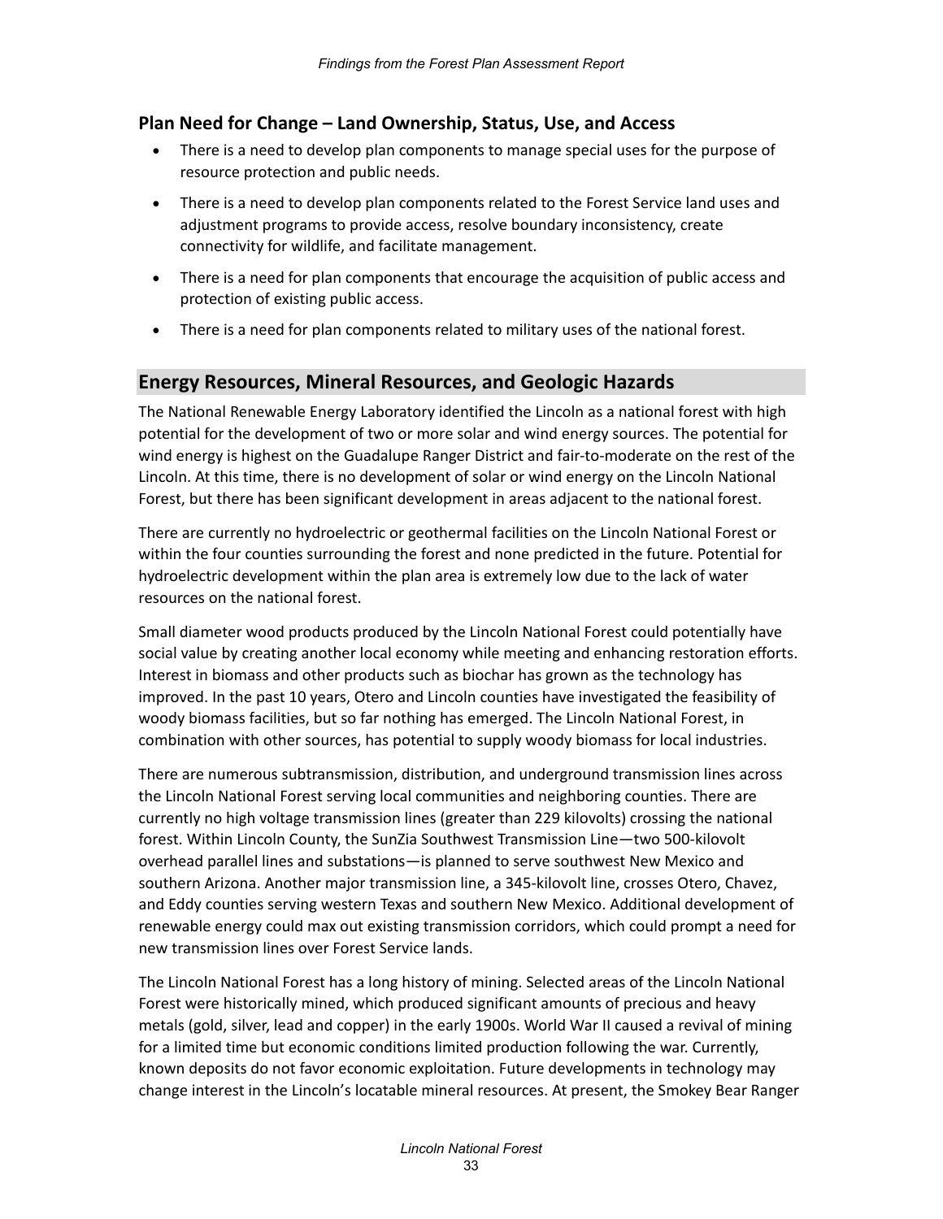### Plan Need for Change – Land Ownership, Status, Use, and Access

- There is a need to develop plan components to manage special uses for the purpose of resource protection and public needs.
- There is a need to develop plan components related to the Forest Service land uses and adjustment programs to provide access, resolve boundary inconsistency, create connectivity for wildlife, and facilitate management.
- There is a need for plan components that encourage the acquisition of public access and protection of existing public access.
- There is a need for plan components related to military uses of the national forest.

## Energy Resources, Mineral Resources, and Geologic Hazards

The National Renewable Energy Laboratory identified the Lincoln as a national forest with high potential for the development of two or more solar and wind energy sources. The potential for wind energy is highest on the Guadalupe Ranger District and fair-to-moderate on the rest of the Lincoln. At this time, there is no development of solar or wind energy on the Lincoln National Forest, but there has been significant development in areas adjacent to the national forest.

There are currently no hydroelectric or geothermal facilities on the Lincoln National Forest or within the four counties surrounding the forest and none predicted in the future. Potential for hydroelectric development within the plan area is extremely low due to the lack of water resources on the national forest.

Small diameter wood products produced by the Lincoln National Forest could potentially have social value by creating another local economy while meeting and enhancing restoration efforts. Interest in biomass and other products such as biochar has grown as the technology has improved. In the past 10 years, Otero and Lincoln counties have investigated the feasibility of woody biomass facilities, but so far nothing has emerged. The Lincoln National Forest, in combination with other sources, has potential to supply woody biomass for local industries.

There are numerous subtransmission, distribution, and underground transmission lines across the Lincoln National Forest serving local communities and neighboring counties. There are currently no high voltage transmission lines (greater than 229 kilovolts) crossing the national forest. Within Lincoln County, the SunZia Southwest Transmission Line—two 500-kilovolt overhead parallel lines and substations—is planned to serve southwest New Mexico and southern Arizona. Another major transmission line, a 345-kilovolt line, crosses Otero, Chavez, and Eddy counties serving western Texas and southern New Mexico. Additional development of renewable energy could max out existing transmission corridors, which could prompt a need for new transmission lines over Forest Service lands.

The Lincoln National Forest has a long history of mining. Selected areas of the Lincoln National Forest were historically mined, which produced significant amounts of precious and heavy metals (gold, silver, lead and copper) in the early 1900s. World War II caused a revival of mining for a limited time but economic conditions limited production following the war. Currently, known deposits do not favor economic exploitation. Future developments in technology may change interest in the Lincoln's locatable mineral resources. At present, the Smokey Bear Ranger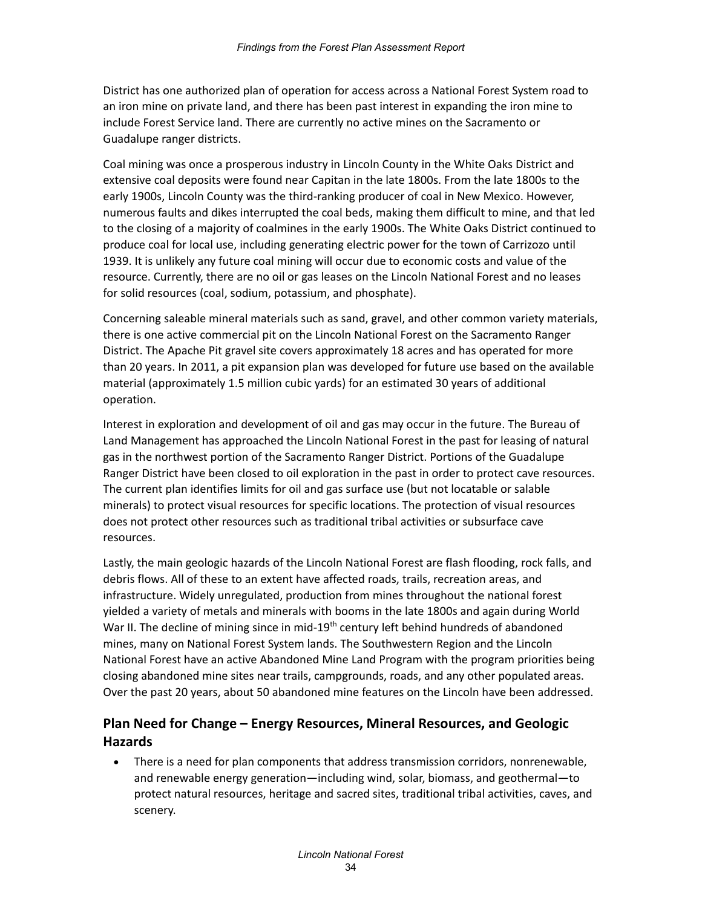District has one authorized plan of operation for access across a National Forest System road to an iron mine on private land, and there has been past interest in expanding the iron mine to include Forest Service land. There are currently no active mines on the Sacramento or Guadalupe ranger districts.

Coal mining was once a prosperous industry in Lincoln County in the White Oaks District and extensive coal deposits were found near Capitan in the late 1800s. From the late 1800s to the early 1900s, Lincoln County was the third-ranking producer of coal in New Mexico. However, numerous faults and dikes interrupted the coal beds, making them difficult to mine, and that led to the closing of a majority of coalmines in the early 1900s. The White Oaks District continued to produce coal for local use, including generating electric power for the town of Carrizozo until 1939. It is unlikely any future coal mining will occur due to economic costs and value of the resource. Currently, there are no oil or gas leases on the Lincoln National Forest and no leases for solid resources (coal, sodium, potassium, and phosphate).

Concerning saleable mineral materials such as sand, gravel, and other common variety materials, there is one active commercial pit on the Lincoln National Forest on the Sacramento Ranger District. The Apache Pit gravel site covers approximately 18 acres and has operated for more than 20 years. In 2011, a pit expansion plan was developed for future use based on the available material (approximately 1.5 million cubic yards) for an estimated 30 years of additional operation.

Interest in exploration and development of oil and gas may occur in the future. The Bureau of Land Management has approached the Lincoln National Forest in the past for leasing of natural gas in the northwest portion of the Sacramento Ranger District. Portions of the Guadalupe Ranger District have been closed to oil exploration in the past in order to protect cave resources. The current plan identifies limits for oil and gas surface use (but not locatable or salable minerals) to protect visual resources for specific locations. The protection of visual resources does not protect other resources such as traditional tribal activities or subsurface cave resources.

Lastly, the main geologic hazards of the Lincoln National Forest are flash flooding, rock falls, and debris flows. All of these to an extent have affected roads, trails, recreation areas, and infrastructure. Widely unregulated, production from mines throughout the national forest yielded a variety of metals and minerals with booms in the late 1800s and again during World War II. The decline of mining since in mid-19th century left behind hundreds of abandoned mines, many on National Forest System lands. The Southwestern Region and the Lincoln National Forest have an active Abandoned Mine Land Program with the program priorities being closing abandoned mine sites near trails, campgrounds, roads, and any other populated areas. Over the past 20 years, about 50 abandoned mine features on the Lincoln have been addressed.

## Plan Need for Change – Energy Resources, Mineral Resources, and Geologic Hazards

- There is a need for plan components that address transmission corridors, nonrenewable, and renewable energy generation—including wind, solar, biomass, and geothermal—to protect natural resources, heritage and sacred sites, traditional tribal activities, caves, and scenery.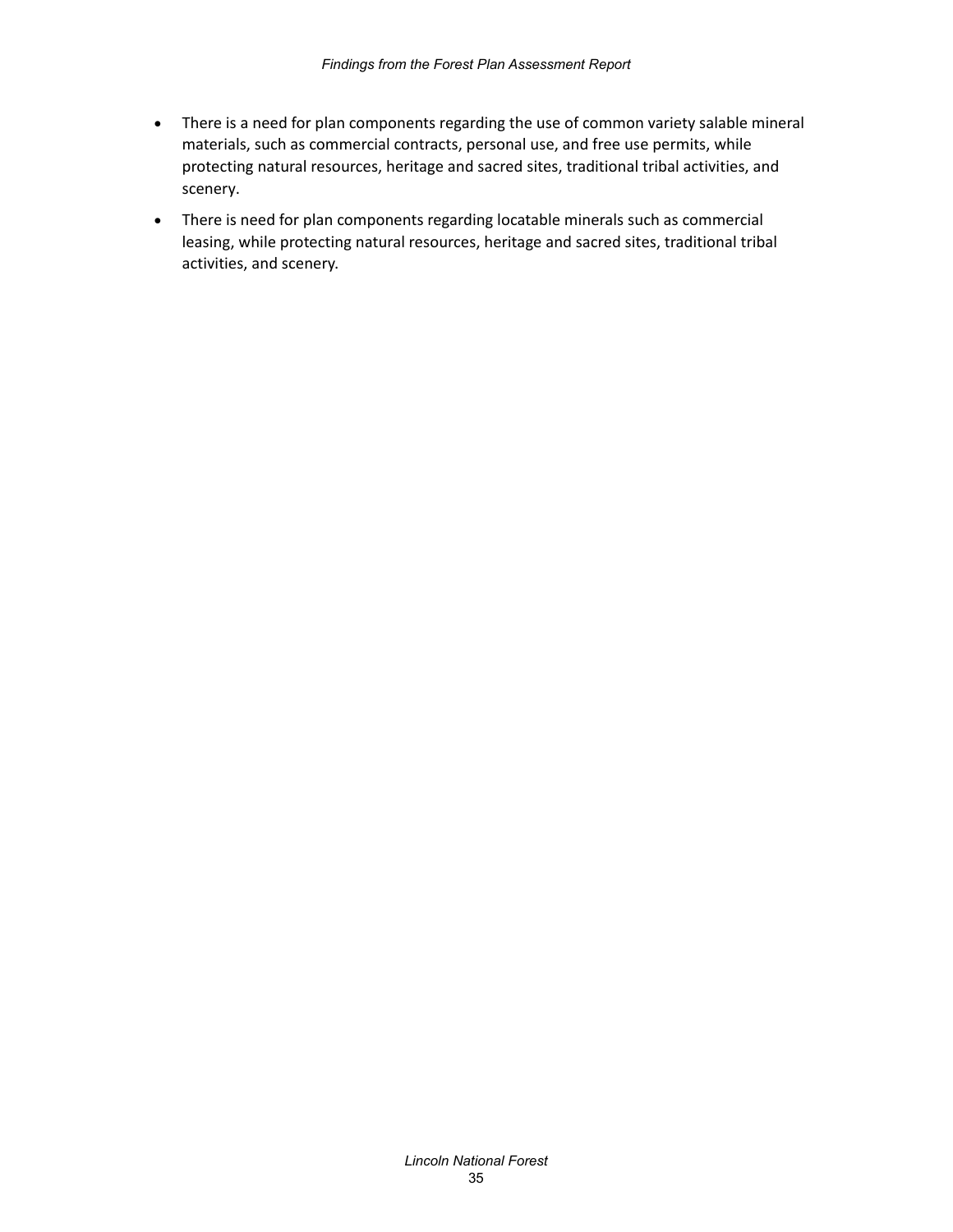- There is a need for plan components regarding the use of common variety salable mineral materials, such as commercial contracts, personal use, and free use permits, while protecting natural resources, heritage and sacred sites, traditional tribal activities, and scenery.
- There is need for plan components regarding locatable minerals such as commercial leasing, while protecting natural resources, heritage and sacred sites, traditional tribal activities, and scenery.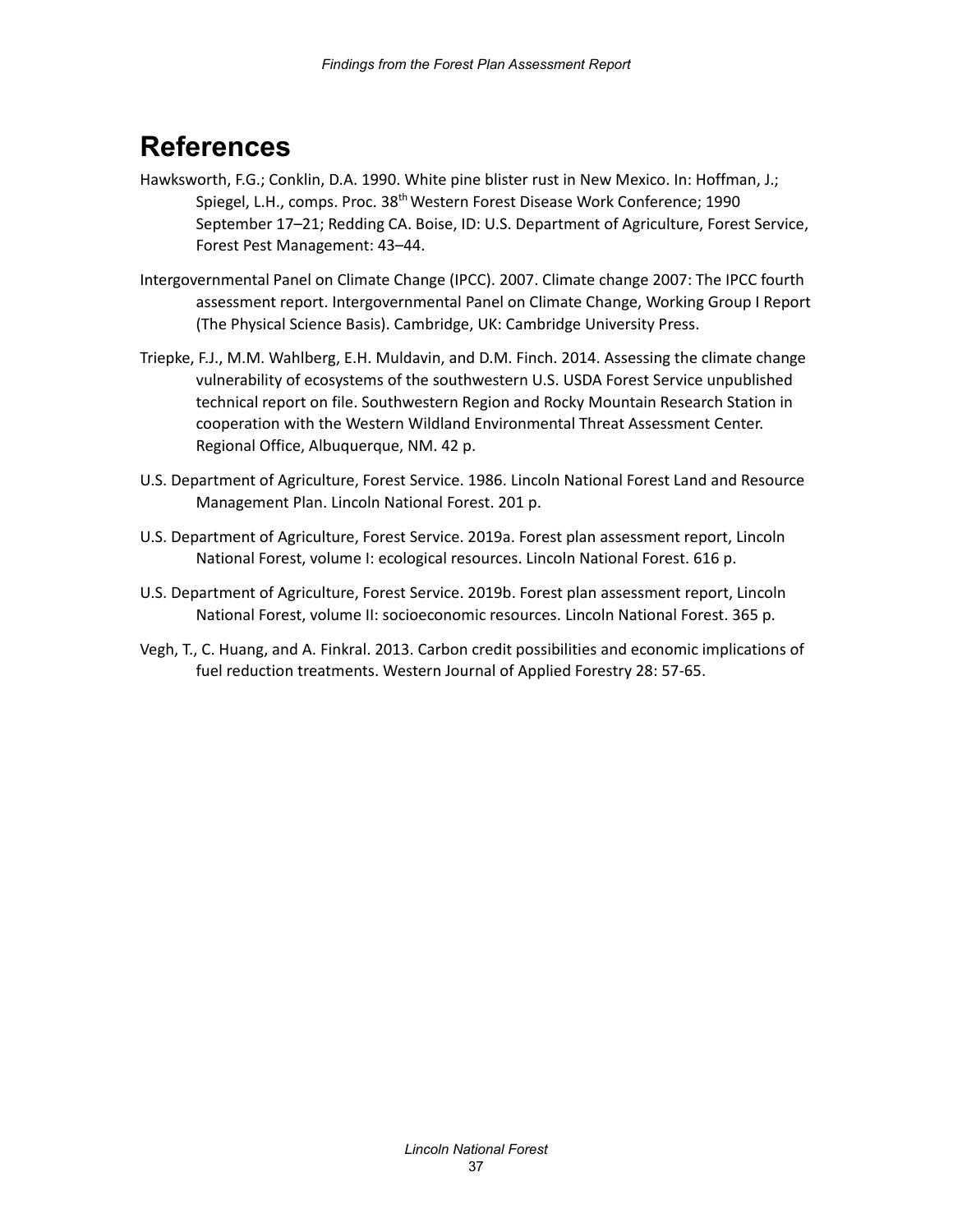# References

Hawksworth, F.G.; Conklin, D.A. 1990. White pine blister rust in New Mexico. In: Hoffman, J.; Spiegel, L.H., comps. Proc. 38th Western Forest Disease Work Conference; 1990 September 17–21; Redding CA. Boise, ID: U.S. Department of Agriculture, Forest Service, Forest Pest Management: 43–44.

Intergovernmental Panel on Climate Change (IPCC). 2007. Climate change 2007: The IPCC fourth assessment report. Intergovernmental Panel on Climate Change, Working Group I Report (The Physical Science Basis). Cambridge, UK: Cambridge University Press.

Triepke, F.J., M.M. Wahlberg, E.H. Muldavin, and D.M. Finch. 2014. Assessing the climate change vulnerability of ecosystems of the southwestern U.S. USDA Forest Service unpublished technical report on file. Southwestern Region and Rocky Mountain Research Station in cooperation with the Western Wildland Environmental Threat Assessment Center. Regional Office, Albuquerque, NM. 42 p.

U.S. Department of Agriculture, Forest Service. 1986. Lincoln National Forest Land and Resource Management Plan. Lincoln National Forest. 201 p.

U.S. Department of Agriculture, Forest Service. 2019a. Forest plan assessment report, Lincoln National Forest, volume I: ecological resources. Lincoln National Forest. 616 p.

U.S. Department of Agriculture, Forest Service. 2019b. Forest plan assessment report, Lincoln National Forest, volume II: socioeconomic resources. Lincoln National Forest. 365 p.

Vegh, T., C. Huang, and A. Finkral. 2013. Carbon credit possibilities and economic implications of fuel reduction treatments. Western Journal of Applied Forestry 28: 57-65.